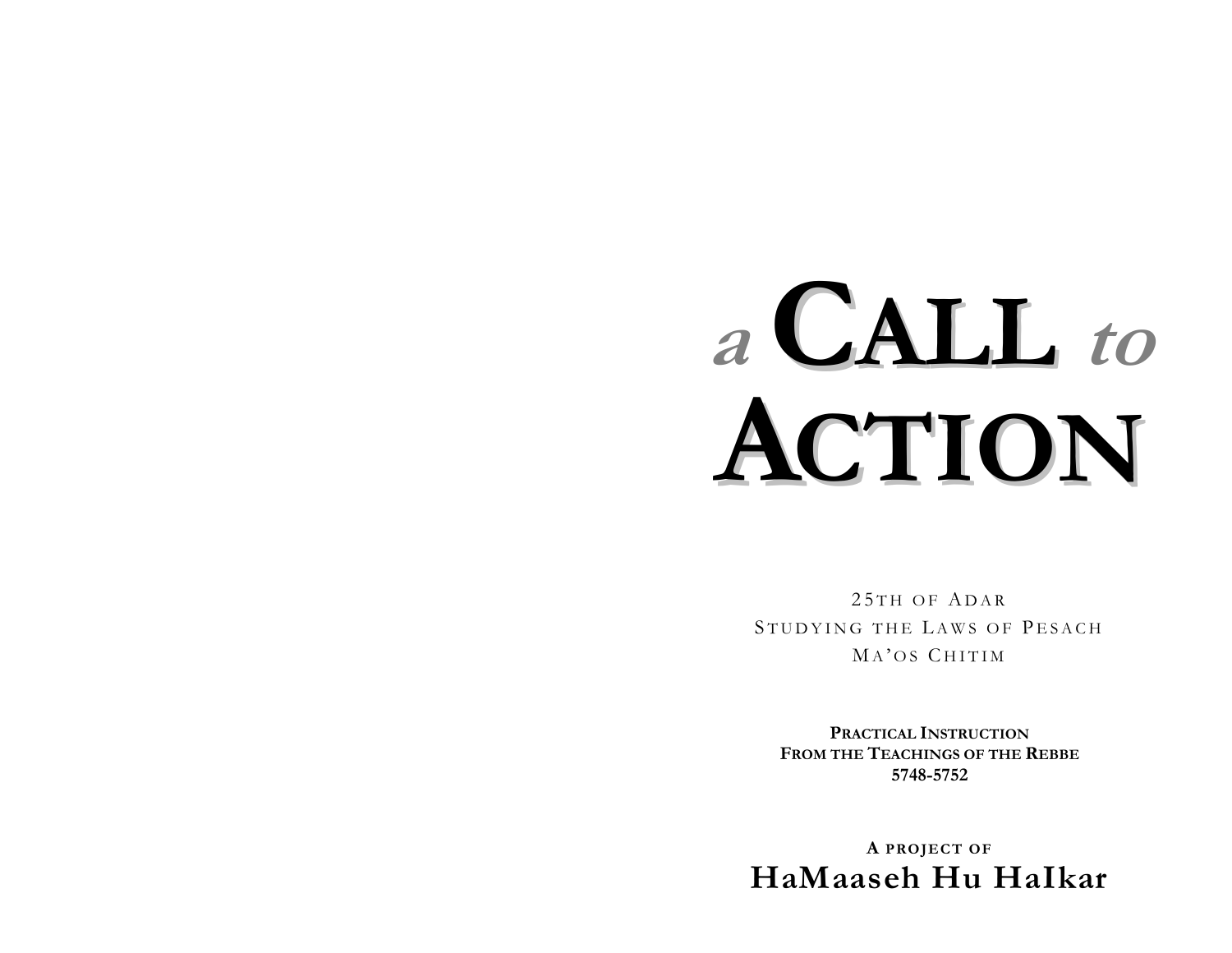# *a* CALL *to* ACTION

25TH OF ADAR
STUDYING THE LAWS OF PESACH
MA'OS CHITIM

**PRACTICAL INSTRUCTION**
**FROM THE TEACHINGS OF THE REBBE**
**5748-5752**

**A PROJECT OF**
**HaMaaseh Hu HaIkar**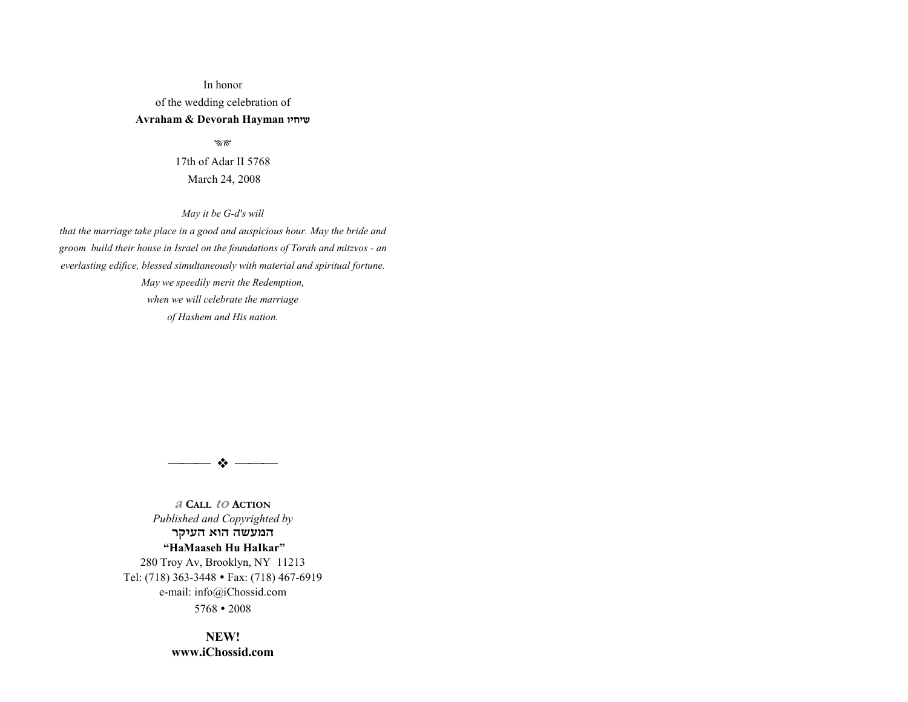In honor

of the wedding celebration of

**Avraham & Devorah Hayman שיחיו**

17th of Adar II 5768

March 24, 2008

*May it be G-d's will*

*that the marriage take place in a good and auspicious hour. May the bride and groom build their house in Israel on the foundations of Torah and mitzvos - an everlasting edifice, blessed simultaneously with material and spiritual fortune.*

*May we speedily merit the Redemption,*

*when we will celebrate the marriage*

*of Hashem and His nation.*

---

*a* **CALL** *to* **ACTION**

*Published and Copyrighted by*

**המעשה הוא העיקר**

**"HaMaaseh Hu HaIkar"**

280 Troy Av, Brooklyn, NY 11213

Tel: (718) 363-3448 • Fax: (718) 467-6919

e-mail: info@iChossid.com

5768 • 2008

**NEW!**

**www.iChossid.com**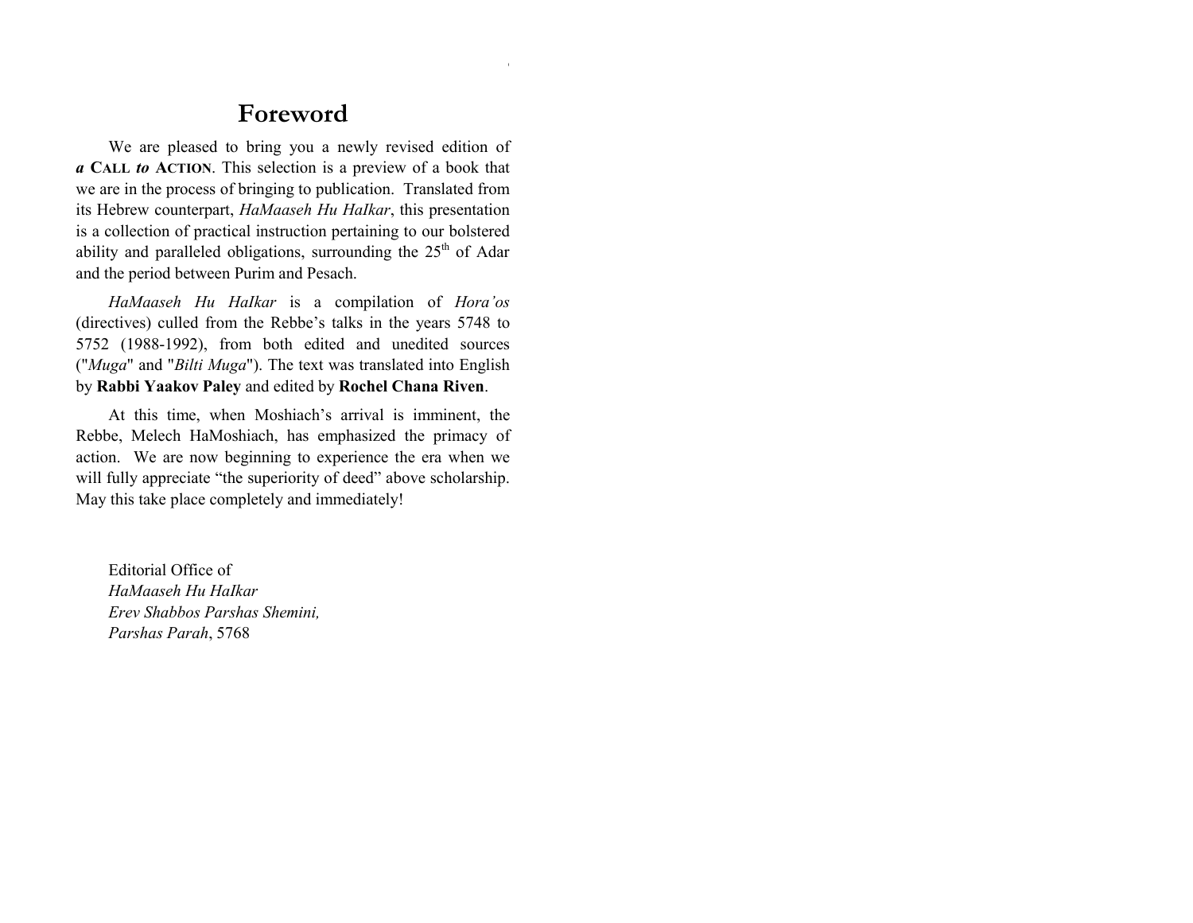# Foreword

We are pleased to bring you a newly revised edition of ***a* CALL *to* ACTION**. This selection is a preview of a book that we are in the process of bringing to publication. Translated from its Hebrew counterpart, *HaMaaseh Hu HaIkar*, this presentation is a collection of practical instruction pertaining to our bolstered ability and paralleled obligations, surrounding the 25th of Adar and the period between Purim and Pesach.

*HaMaaseh Hu HaIkar* is a compilation of *Hora'os* (directives) culled from the Rebbe's talks in the years 5748 to 5752 (1988-1992), from both edited and unedited sources ("*Muga*" and "*Bilti Muga*"). The text was translated into English by **Rabbi Yaakov Paley** and edited by **Rochel Chana Riven**.

At this time, when Moshiach's arrival is imminent, the Rebbe, Melech HaMoshiach, has emphasized the primacy of action. We are now beginning to experience the era when we will fully appreciate "the superiority of deed" above scholarship. May this take place completely and immediately!

Editorial Office of
*HaMaaseh Hu HaIkar*
*Erev Shabbos Parshas Shemini,*
*Parshas Parah*, 5768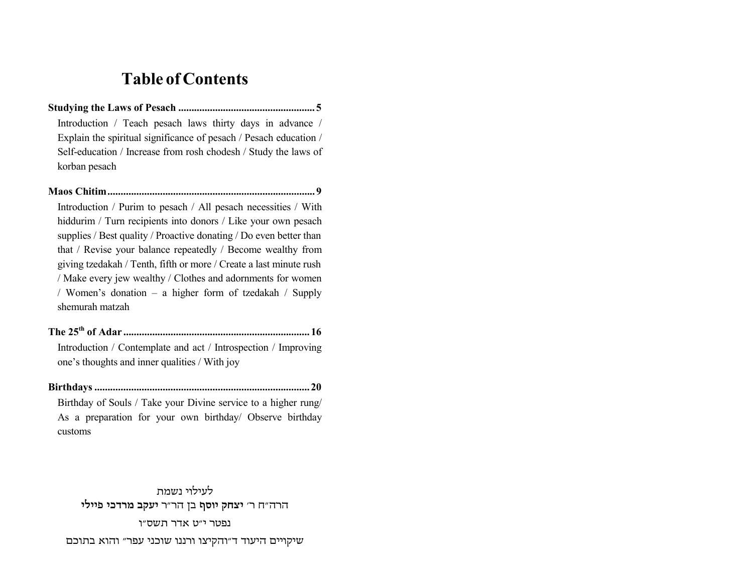# Table of Contents

**Studying the Laws of Pesach** .................................................... **5**

Introduction / Teach pesach laws thirty days in advance / Explain the spiritual significance of pesach / Pesach education / Self-education / Increase from rosh chodesh / Study the laws of korban pesach

**Maos Chitim** .............................................................................. **9**

Introduction / Purim to pesach / All pesach necessities / With hiddurim / Turn recipients into donors / Like your own pesach supplies / Best quality / Proactive donating / Do even better than that / Revise your balance repeatedly / Become wealthy from giving tzedakah / Tenth, fifth or more / Create a last minute rush / Make every jew wealthy / Clothes and adornments for women / Women's donation – a higher form of tzedakah / Supply shemurah matzah

**The 25th of Adar** ....................................................................... **16**

Introduction / Contemplate and act / Introspection / Improving one's thoughts and inner qualities / With joy

**Birthdays** ................................................................................. **20**

Birthday of Souls / Take your Divine service to a higher rung/ As a preparation for your own birthday/ Observe birthday customs

לעילוי נשמת

הרה״ח ר׳ **יצחק יוסף** בן הר״ר **יעקב מרדכי פיילי**

נפטר י״ט אדר תשס״ו

שיקויים היעוד ד״והקיצו ורננו שוכני עפר״ והוא בתוכם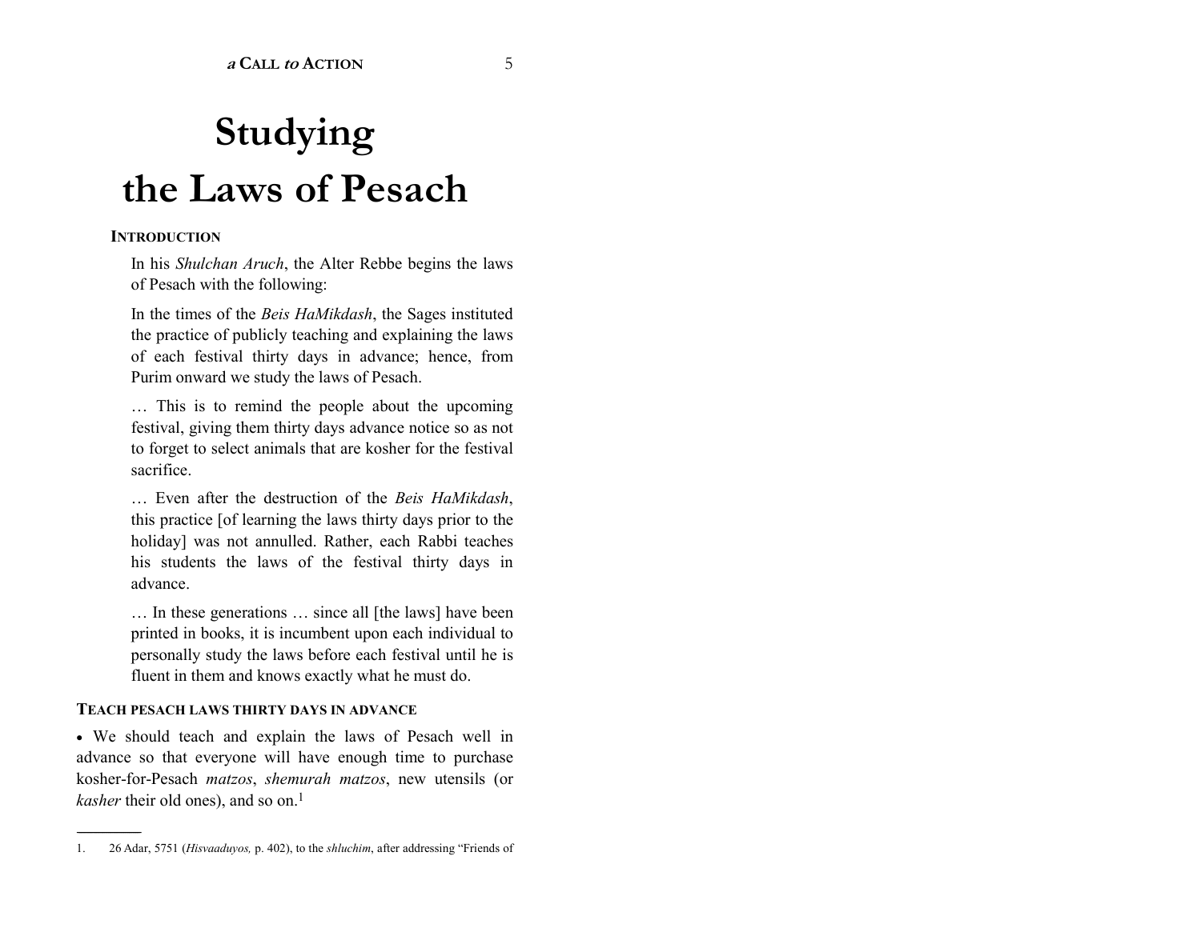# Studying the Laws of Pesach

**INTRODUCTION**

> In his *Shulchan Aruch*, the Alter Rebbe begins the laws of Pesach with the following:
>
> In the times of the *Beis HaMikdash*, the Sages instituted the practice of publicly teaching and explaining the laws of each festival thirty days in advance; hence, from Purim onward we study the laws of Pesach.
>
> … This is to remind the people about the upcoming festival, giving them thirty days advance notice so as not to forget to select animals that are kosher for the festival sacrifice.
>
> … Even after the destruction of the *Beis HaMikdash*, this practice [of learning the laws thirty days prior to the holiday] was not annulled. Rather, each Rabbi teaches his students the laws of the festival thirty days in advance.
>
> … In these generations … since all [the laws] have been printed in books, it is incumbent upon each individual to personally study the laws before each festival until he is fluent in them and knows exactly what he must do.

**TEACH PESACH LAWS THIRTY DAYS IN ADVANCE**

• We should teach and explain the laws of Pesach well in advance so that everyone will have enough time to purchase kosher-for-Pesach *matzos*, *shemurah matzos*, new utensils (or *kasher* their old ones), and so on.[1]

---

1. 26 Adar, 5751 (*Hisvaaduyos,* p. 402), to the *shluchim*, after addressing "Friends of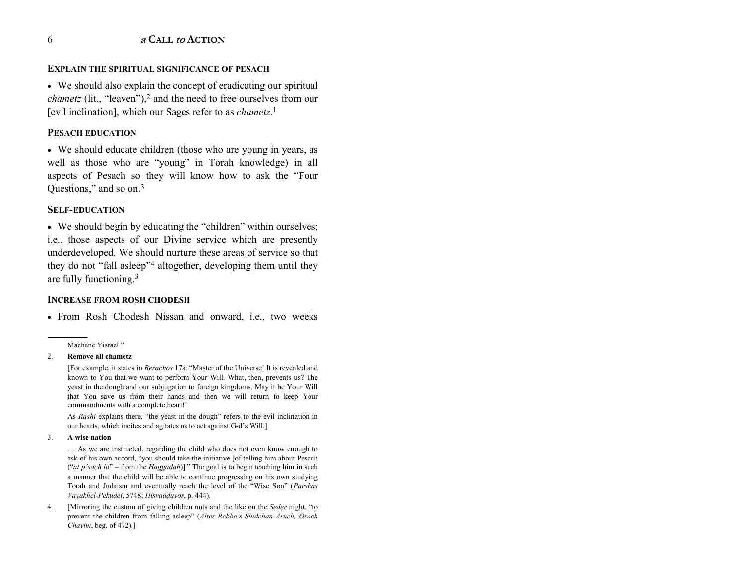### EXPLAIN THE SPIRITUAL SIGNIFICANCE OF PESACH

- We should also explain the concept of eradicating our spiritual *chametz* (lit., "leaven"),[2] and the need to free ourselves from our [evil inclination], which our Sages refer to as *chametz*.[1]

### PESACH EDUCATION

- We should educate children (those who are young in years, as well as those who are "young" in Torah knowledge) in all aspects of Pesach so they will know how to ask the "Four Questions," and so on.[3]

### SELF-EDUCATION

- We should begin by educating the "children" within ourselves; i.e., those aspects of our Divine service which are presently underdeveloped. We should nurture these areas of service so that they do not "fall asleep"[4] altogether, developing them until they are fully functioning.[3]

### INCREASE FROM ROSH CHODESH

- From Rosh Chodesh Nissan and onward, i.e., two weeks

---

Machane Yisrael."

2. **Remove all chametz**

   [For example, it states in *Berachos* 17a: "Master of the Universe! It is revealed and known to You that we want to perform Your Will. What, then, prevents us? The yeast in the dough and our subjugation to foreign kingdoms. May it be Your Will that You save us from their hands and then we will return to keep Your commandments with a complete heart!"

   As *Rashi* explains there, "the yeast in the dough" refers to the evil inclination in our hearts, which incites and agitates us to act against G-d's Will.]

3. **A wise nation**

   … As we are instructed, regarding the child who does not even know enough to ask of his own accord, "you should take the initiative [of telling him about Pesach ("*at p'sach lo*" – from the *Haggadah*)]." The goal is to begin teaching him in such a manner that the child will be able to continue progressing on his own studying Torah and Judaism and eventually reach the level of the "Wise Son" (*Parshas Vayakhel-Pekudei*, 5748; *Hisvaaduyos*, p. 444).

4. [Mirroring the custom of giving children nuts and the like on the *Seder* night, "to prevent the children from falling asleep" (*Alter Rebbe's Shulchan Aruch, Orach Chayim*, beg. of 472).]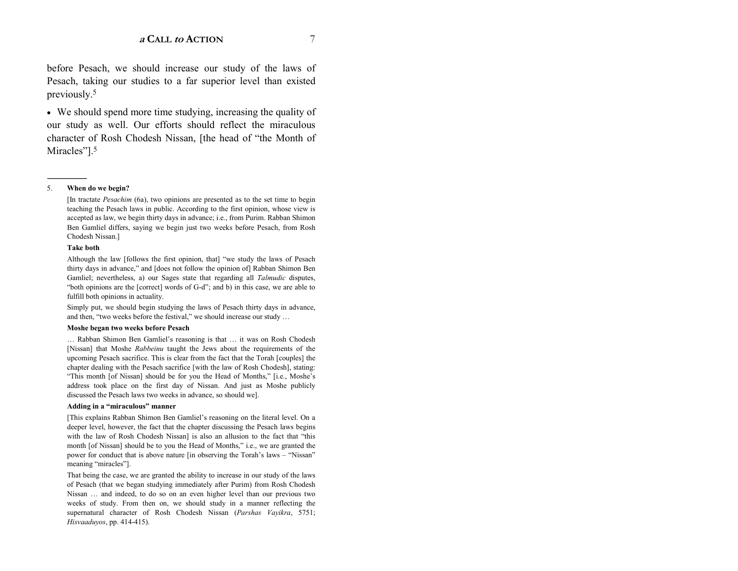before Pesach, we should increase our study of the laws of Pesach, taking our studies to a far superior level than existed previously.[5]

- We should spend more time studying, increasing the quality of our study as well. Our efforts should reflect the miraculous character of Rosh Chodesh Nissan, [the head of "the Month of Miracles"].[5]

---

5. **When do we begin?**

   [In tractate *Pesachim* (6a), two opinions are presented as to the set time to begin teaching the Pesach laws in public. According to the first opinion, whose view is accepted as law, we begin thirty days in advance; i.e., from Purim. Rabban Shimon Ben Gamliel differs, saying we begin just two weeks before Pesach, from Rosh Chodesh Nissan.]

   **Take both**

   Although the law [follows the first opinion, that] "we study the laws of Pesach thirty days in advance," and [does not follow the opinion of] Rabban Shimon Ben Gamliel; nevertheless, a) our Sages state that regarding all *Talmudic* disputes, "both opinions are the [correct] words of G-d"; and b) in this case, we are able to fulfill both opinions in actuality.

   Simply put, we should begin studying the laws of Pesach thirty days in advance, and then, "two weeks before the festival," we should increase our study …

   **Moshe began two weeks before Pesach**

   … Rabban Shimon Ben Gamliel's reasoning is that … it was on Rosh Chodesh [Nissan] that Moshe *Rabbeinu* taught the Jews about the requirements of the upcoming Pesach sacrifice. This is clear from the fact that the Torah [couples] the chapter dealing with the Pesach sacrifice [with the law of Rosh Chodesh], stating: "This month [of Nissan] should be for you the Head of Months," [i.e., Moshe's address took place on the first day of Nissan. And just as Moshe publicly discussed the Pesach laws two weeks in advance, so should we].

   **Adding in a "miraculous" manner**

   [This explains Rabban Shimon Ben Gamliel's reasoning on the literal level. On a deeper level, however, the fact that the chapter discussing the Pesach laws begins with the law of Rosh Chodesh Nissan] is also an allusion to the fact that "this month [of Nissan] should be to you the Head of Months," i.e., we are granted the power for conduct that is above nature [in observing the Torah's laws – "Nissan" meaning "miracles"].

   That being the case, we are granted the ability to increase in our study of the laws of Pesach (that we began studying immediately after Purim) from Rosh Chodesh Nissan … and indeed, to do so on an even higher level than our previous two weeks of study. From then on, we should study in a manner reflecting the supernatural character of Rosh Chodesh Nissan (*Parshas Vayikra*, 5751; *Hisvaaduyos*, pp. 414-415).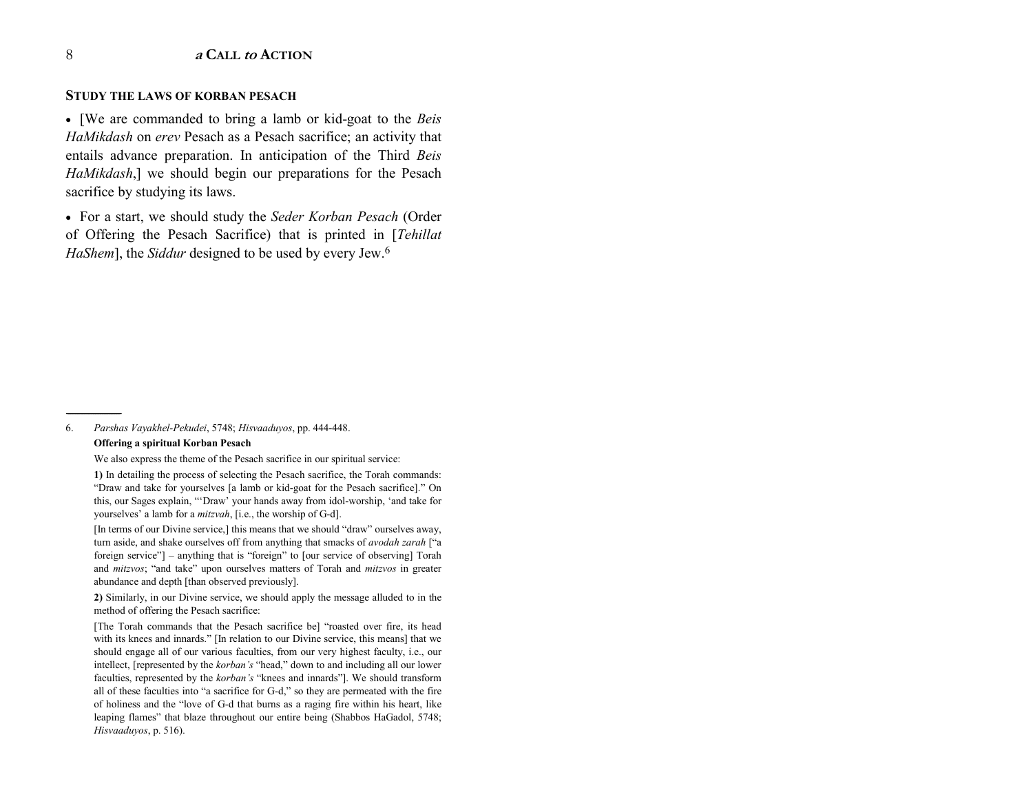### STUDY THE LAWS OF KORBAN PESACH

- [We are commanded to bring a lamb or kid-goat to the *Beis HaMikdash* on *erev* Pesach as a Pesach sacrifice; an activity that entails advance preparation. In anticipation of the Third *Beis HaMikdash*,] we should begin our preparations for the Pesach sacrifice by studying its laws.
- For a start, we should study the *Seder Korban Pesach* (Order of Offering the Pesach Sacrifice) that is printed in [*Tehillat HaShem*], the *Siddur* designed to be used by every Jew.[6]

---

6. *Parshas Vayakhel-Pekudei*, 5748; *Hisvaaduyos*, pp. 444-448.

**Offering a spiritual Korban Pesach**

We also express the theme of the Pesach sacrifice in our spiritual service:

**1)** In detailing the process of selecting the Pesach sacrifice, the Torah commands: "Draw and take for yourselves [a lamb or kid-goat for the Pesach sacrifice]." On this, our Sages explain, "'Draw' your hands away from idol-worship, 'and take for yourselves' a lamb for a *mitzvah*, [i.e., the worship of G-d].

[In terms of our Divine service,] this means that we should "draw" ourselves away, turn aside, and shake ourselves off from anything that smacks of *avodah zarah* ["a foreign service"] – anything that is "foreign" to [our service of observing] Torah and *mitzvos*; "and take" upon ourselves matters of Torah and *mitzvos* in greater abundance and depth [than observed previously].

**2)** Similarly, in our Divine service, we should apply the message alluded to in the method of offering the Pesach sacrifice:

[The Torah commands that the Pesach sacrifice be] "roasted over fire, its head with its knees and innards." [In relation to our Divine service, this means] that we should engage all of our various faculties, from our very highest faculty, i.e., our intellect, [represented by the *korban's* "head," down to and including all our lower faculties, represented by the *korban's* "knees and innards"]. We should transform all of these faculties into "a sacrifice for G-d," so they are permeated with the fire of holiness and the "love of G-d that burns as a raging fire within his heart, like leaping flames" that blaze throughout our entire being (Shabbos HaGadol, 5748; *Hisvaaduyos*, p. 516).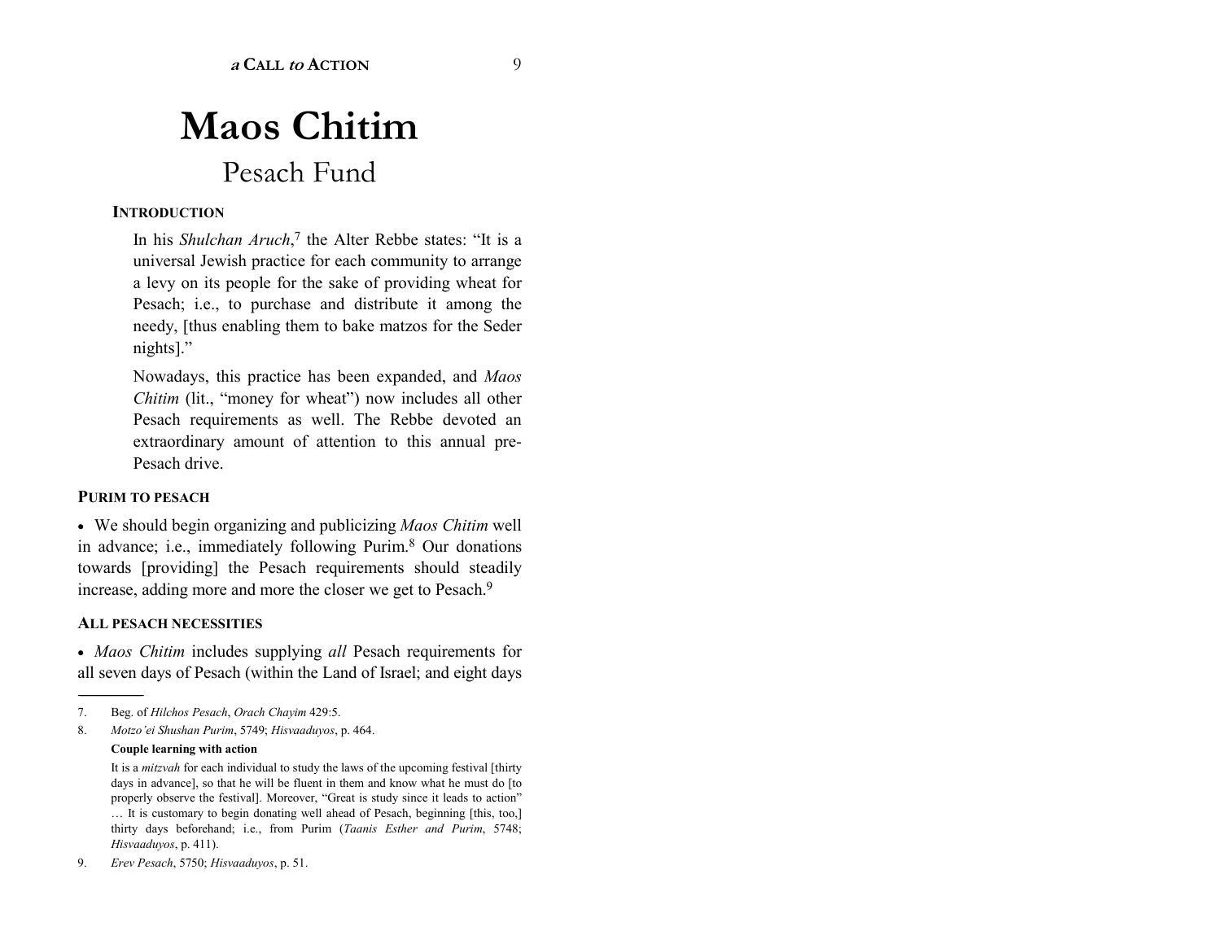# Maos Chitim

## Pesach Fund

### INTRODUCTION

In his *Shulchan Aruch*,[7] the Alter Rebbe states: "It is a universal Jewish practice for each community to arrange a levy on its people for the sake of providing wheat for Pesach; i.e., to purchase and distribute it among the needy, [thus enabling them to bake matzos for the Seder nights]."

Nowadays, this practice has been expanded, and *Maos Chitim* (lit., "money for wheat") now includes all other Pesach requirements as well. The Rebbe devoted an extraordinary amount of attention to this annual pre-Pesach drive.

### PURIM TO PESACH

- We should begin organizing and publicizing *Maos Chitim* well in advance; i.e., immediately following Purim.[8] Our donations towards [providing] the Pesach requirements should steadily increase, adding more and more the closer we get to Pesach.[9]

### ALL PESACH NECESSITIES

- *Maos Chitim* includes supplying *all* Pesach requirements for all seven days of Pesach (within the Land of Israel; and eight days

---

7. Beg. of *Hilchos Pesach*, *Orach Chayim* 429:5.

8. *Motzo'ei Shushan Purim*, 5749; *Hisvaaduyos*, p. 464.

   **Couple learning with action**

   It is a *mitzvah* for each individual to study the laws of the upcoming festival [thirty days in advance], so that he will be fluent in them and know what he must do [to properly observe the festival]. Moreover, "Great is study since it leads to action" … It is customary to begin donating well ahead of Pesach, beginning [this, too,] thirty days beforehand; i.e., from Purim (*Taanis Esther and Purim*, 5748; *Hisvaaduyos*, p. 411).

9. *Erev Pesach*, 5750; *Hisvaaduyos*, p. 51.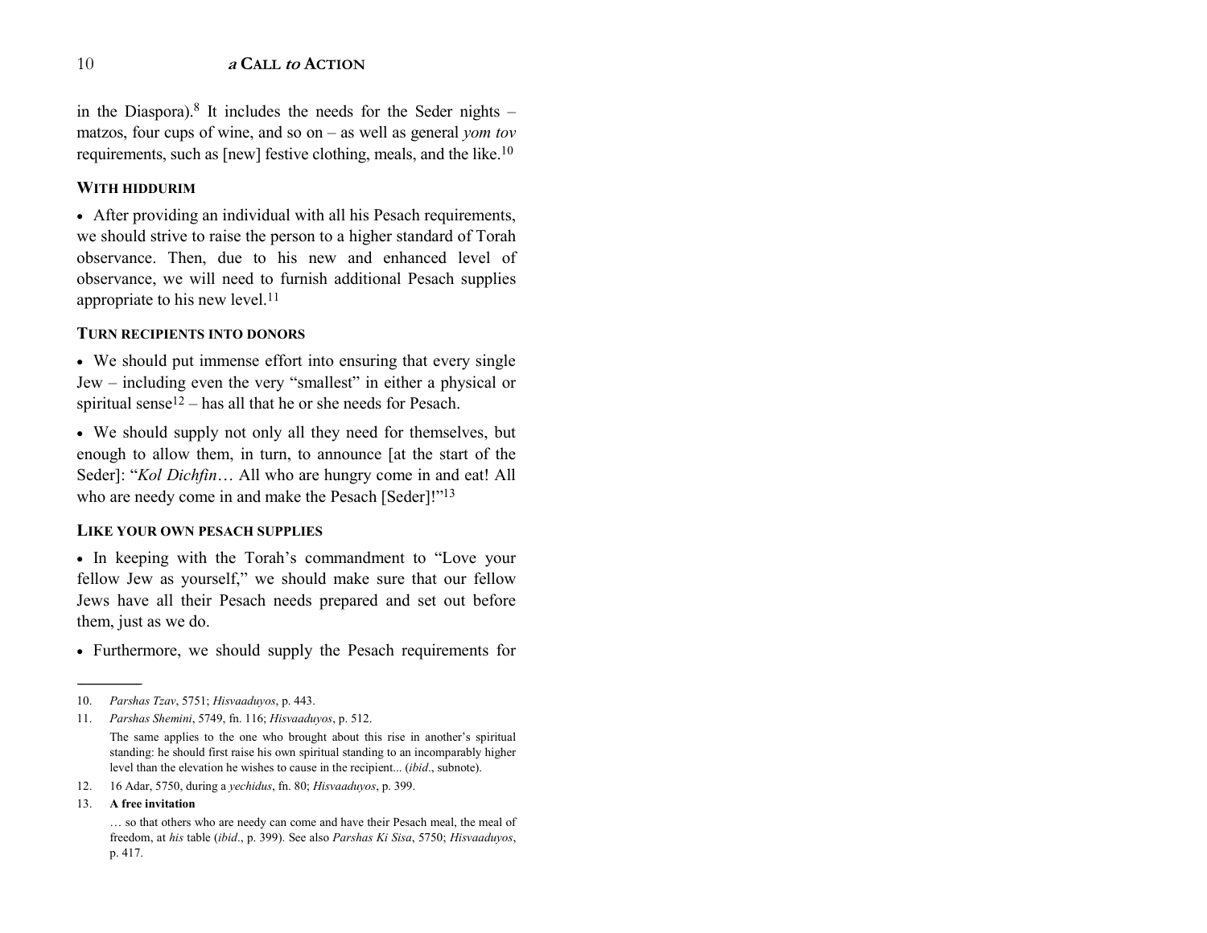in the Diaspora).[8] It includes the needs for the Seder nights – matzos, four cups of wine, and so on – as well as general *yom tov* requirements, such as [new] festive clothing, meals, and the like.[10]

### WITH HIDDURIM

- After providing an individual with all his Pesach requirements, we should strive to raise the person to a higher standard of Torah observance. Then, due to his new and enhanced level of observance, we will need to furnish additional Pesach supplies appropriate to his new level.[11]

### TURN RECIPIENTS INTO DONORS

- We should put immense effort into ensuring that every single Jew – including even the very "smallest" in either a physical or spiritual sense[12] – has all that he or she needs for Pesach.

- We should supply not only all they need for themselves, but enough to allow them, in turn, to announce [at the start of the Seder]: "*Kol Dichfin*… All who are hungry come in and eat! All who are needy come in and make the Pesach [Seder]!"[13]

### LIKE YOUR OWN PESACH SUPPLIES

- In keeping with the Torah's commandment to "Love your fellow Jew as yourself," we should make sure that our fellow Jews have all their Pesach needs prepared and set out before them, just as we do.

- Furthermore, we should supply the Pesach requirements for

---

10. *Parshas Tzav*, 5751; *Hisvaaduyos*, p. 443.

11. *Parshas Shemini*, 5749, fn. 116; *Hisvaaduyos*, p. 512.

    The same applies to the one who brought about this rise in another's spiritual standing: he should first raise his own spiritual standing to an incomparably higher level than the elevation he wishes to cause in the recipient... (*ibid*., subnote).

12. 16 Adar, 5750, during a *yechidus*, fn. 80; *Hisvaaduyos*, p. 399.

13. **A free invitation**

    … so that others who are needy can come and have their Pesach meal, the meal of freedom, at *his* table (*ibid*., p. 399). See also *Parshas Ki Sisa*, 5750; *Hisvaaduyos*, p. 417.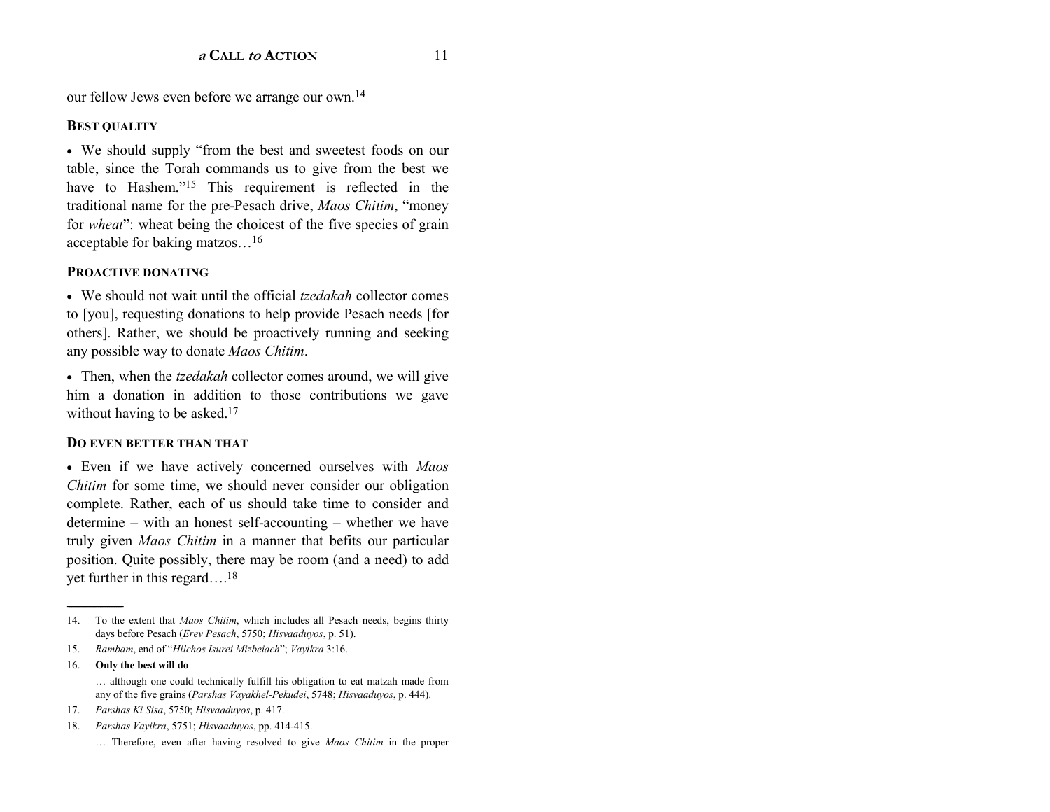our fellow Jews even before we arrange our own.[14]

### Best quality

- We should supply "from the best and sweetest foods on our table, since the Torah commands us to give from the best we have to Hashem."[15] This requirement is reflected in the traditional name for the pre-Pesach drive, *Maos Chitim*, "money for *wheat*": wheat being the choicest of the five species of grain acceptable for baking matzos…[16]

### Proactive donating

- We should not wait until the official *tzedakah* collector comes to [you], requesting donations to help provide Pesach needs [for others]. Rather, we should be proactively running and seeking any possible way to donate *Maos Chitim*.
- Then, when the *tzedakah* collector comes around, we will give him a donation in addition to those contributions we gave without having to be asked.[17]

### Do even better than that

- Even if we have actively concerned ourselves with *Maos Chitim* for some time, we should never consider our obligation complete. Rather, each of us should take time to consider and determine – with an honest self-accounting – whether we have truly given *Maos Chitim* in a manner that befits our particular position. Quite possibly, there may be room (and a need) to add yet further in this regard….[18]

---

14. To the extent that *Maos Chitim*, which includes all Pesach needs, begins thirty days before Pesach (*Erev Pesach*, 5750; *Hisvaaduyos*, p. 51).
15. *Rambam*, end of "*Hilchos Isurei Mizbeiach*"; *Vayikra* 3:16.
16. **Only the best will do**

    … although one could technically fulfill his obligation to eat matzah made from any of the five grains (*Parshas Vayakhel-Pekudei*, 5748; *Hisvaaduyos*, p. 444).
17. *Parshas Ki Sisa*, 5750; *Hisvaaduyos*, p. 417.
18. *Parshas Vayikra*, 5751; *Hisvaaduyos*, pp. 414-415.

    … Therefore, even after having resolved to give *Maos Chitim* in the proper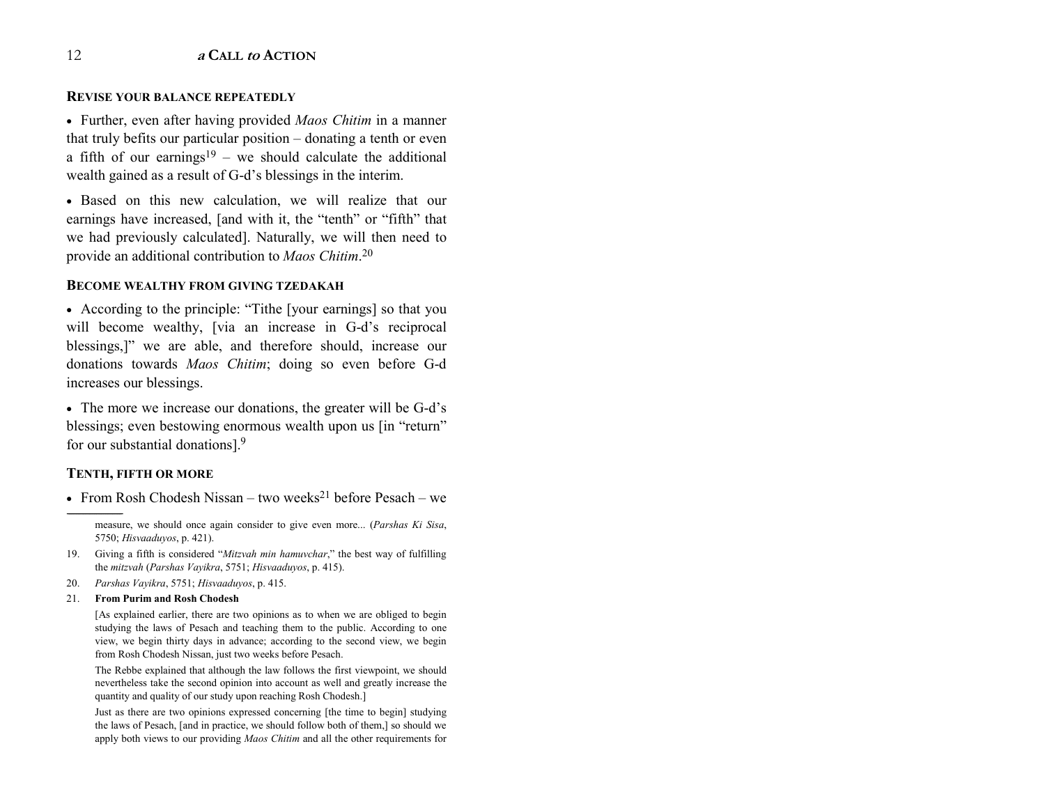### Revise your balance repeatedly

- Further, even after having provided *Maos Chitim* in a manner that truly befits our particular position – donating a tenth or even a fifth of our earnings[19] – we should calculate the additional wealth gained as a result of G-d's blessings in the interim.

- Based on this new calculation, we will realize that our earnings have increased, [and with it, the "tenth" or "fifth" that we had previously calculated]. Naturally, we will then need to provide an additional contribution to *Maos Chitim*.[20]

### Become wealthy from giving tzedakah

- According to the principle: "Tithe [your earnings] so that you will become wealthy, [via an increase in G-d's reciprocal blessings,]" we are able, and therefore should, increase our donations towards *Maos Chitim*; doing so even before G-d increases our blessings.

- The more we increase our donations, the greater will be G-d's blessings; even bestowing enormous wealth upon us [in "return" for our substantial donations].[9]

### Tenth, fifth or more

- From Rosh Chodesh Nissan – two weeks[21] before Pesach – we

---

measure, we should once again consider to give even more... (*Parshas Ki Sisa*, 5750; *Hisvaaduyos*, p. 421).

19. Giving a fifth is considered "*Mitzvah min hamuvchar*," the best way of fulfilling the *mitzvah* (*Parshas Vayikra*, 5751; *Hisvaaduyos*, p. 415).

20. *Parshas Vayikra*, 5751; *Hisvaaduyos*, p. 415.

21. **From Purim and Rosh Chodesh**

    [As explained earlier, there are two opinions as to when we are obliged to begin studying the laws of Pesach and teaching them to the public. According to one view, we begin thirty days in advance; according to the second view, we begin from Rosh Chodesh Nissan, just two weeks before Pesach.

    The Rebbe explained that although the law follows the first viewpoint, we should nevertheless take the second opinion into account as well and greatly increase the quantity and quality of our study upon reaching Rosh Chodesh.]

    Just as there are two opinions expressed concerning [the time to begin] studying the laws of Pesach, [and in practice, we should follow both of them,] so should we apply both views to our providing *Maos Chitim* and all the other requirements for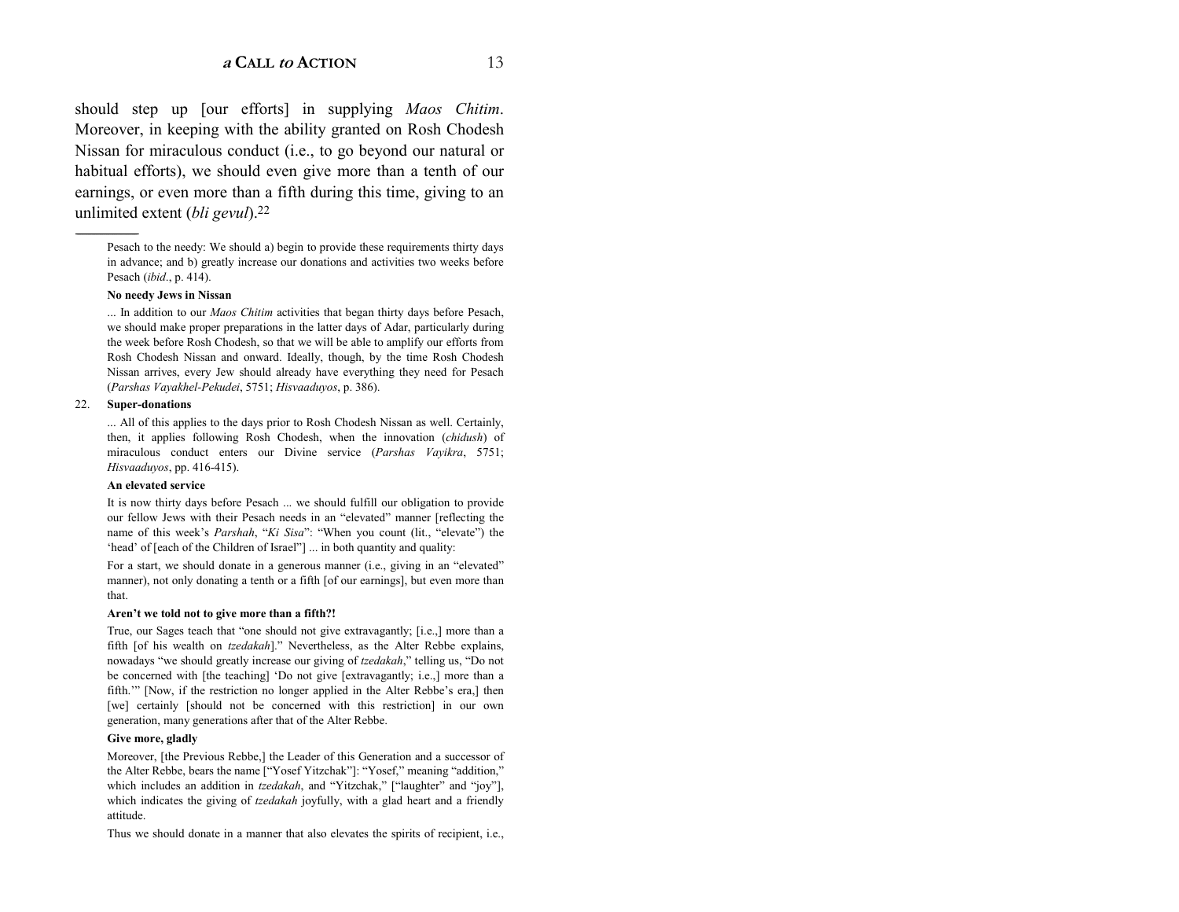should step up [our efforts] in supplying *Maos Chitim*. Moreover, in keeping with the ability granted on Rosh Chodesh Nissan for miraculous conduct (i.e., to go beyond our natural or habitual efforts), we should even give more than a tenth of our earnings, or even more than a fifth during this time, giving to an unlimited extent (*bli gevul*).[22]

---

Pesach to the needy: We should a) begin to provide these requirements thirty days in advance; and b) greatly increase our donations and activities two weeks before Pesach (*ibid*., p. 414).

**No needy Jews in Nissan**

... In addition to our *Maos Chitim* activities that began thirty days before Pesach, we should make proper preparations in the latter days of Adar, particularly during the week before Rosh Chodesh, so that we will be able to amplify our efforts from Rosh Chodesh Nissan and onward. Ideally, though, by the time Rosh Chodesh Nissan arrives, every Jew should already have everything they need for Pesach (*Parshas Vayakhel-Pekudei*, 5751; *Hisvaaduyos*, p. 386).

22. **Super-donations**

... All of this applies to the days prior to Rosh Chodesh Nissan as well. Certainly, then, it applies following Rosh Chodesh, when the innovation (*chidush*) of miraculous conduct enters our Divine service (*Parshas Vayikra*, 5751; *Hisvaaduyos*, pp. 416-415).

**An elevated service**

It is now thirty days before Pesach ... we should fulfill our obligation to provide our fellow Jews with their Pesach needs in an "elevated" manner [reflecting the name of this week's *Parshah*, "*Ki Sisa*": "When you count (lit., "elevate") the 'head' of [each of the Children of Israel"] ... in both quantity and quality:

For a start, we should donate in a generous manner (i.e., giving in an "elevated" manner), not only donating a tenth or a fifth [of our earnings], but even more than that.

**Aren't we told not to give more than a fifth?!**

True, our Sages teach that "one should not give extravagantly; [i.e.,] more than a fifth [of his wealth on *tzedakah*]." Nevertheless, as the Alter Rebbe explains, nowadays "we should greatly increase our giving of *tzedakah*," telling us, "Do not be concerned with [the teaching] 'Do not give [extravagantly; i.e.,] more than a fifth.'" [Now, if the restriction no longer applied in the Alter Rebbe's era,] then [we] certainly [should not be concerned with this restriction] in our own generation, many generations after that of the Alter Rebbe.

**Give more, gladly**

Moreover, [the Previous Rebbe,] the Leader of this Generation and a successor of the Alter Rebbe, bears the name ["Yosef Yitzchak"]: "Yosef," meaning "addition," which includes an addition in *tzedakah*, and "Yitzchak," ["laughter" and "joy"], which indicates the giving of *tzedakah* joyfully, with a glad heart and a friendly attitude.

Thus we should donate in a manner that also elevates the spirits of recipient, i.e.,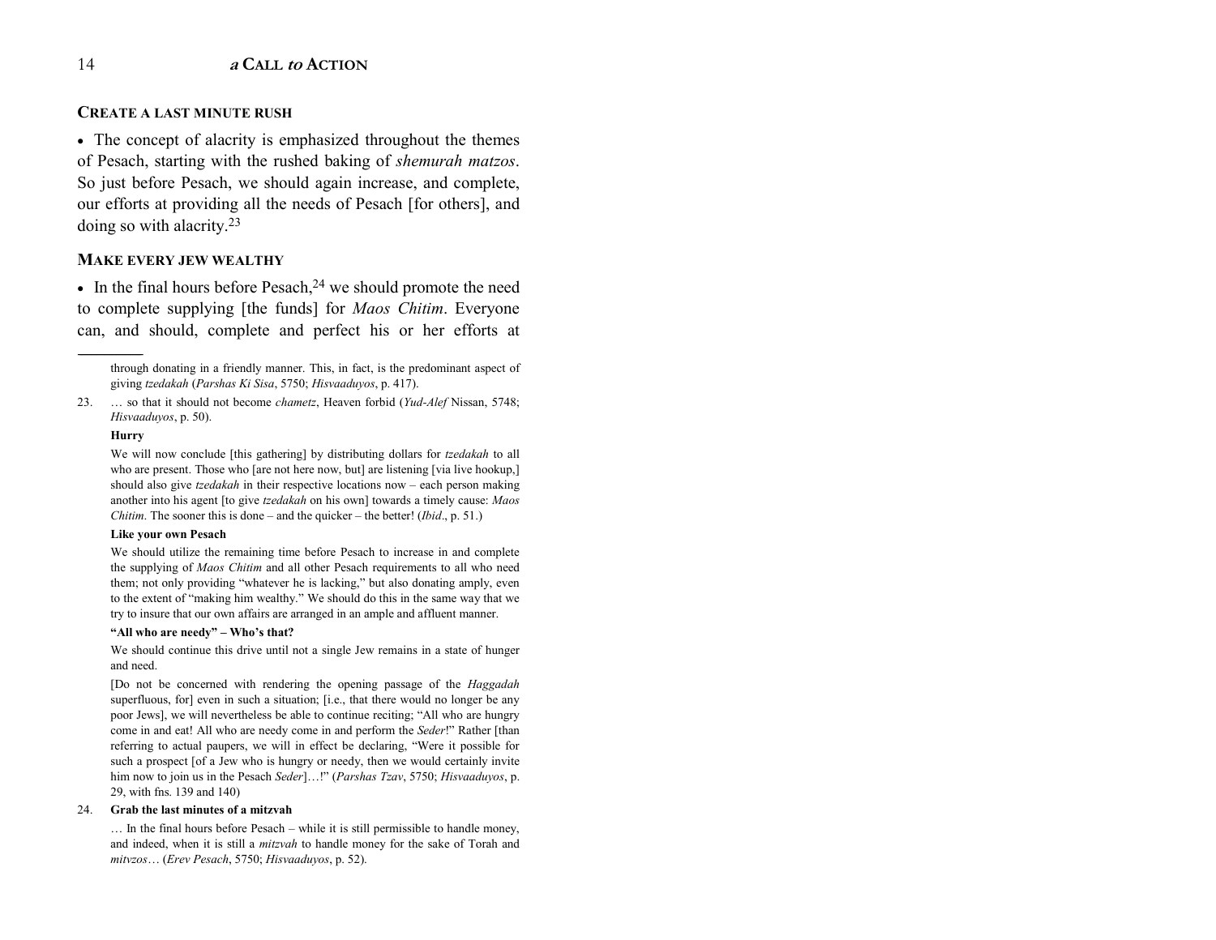### CREATE A LAST MINUTE RUSH

- The concept of alacrity is emphasized throughout the themes of Pesach, starting with the rushed baking of *shemurah matzos*. So just before Pesach, we should again increase, and complete, our efforts at providing all the needs of Pesach [for others], and doing so with alacrity.[23]

### MAKE EVERY JEW WEALTHY

- In the final hours before Pesach,[24] we should promote the need to complete supplying [the funds] for *Maos Chitim*. Everyone can, and should, complete and perfect his or her efforts at

---

through donating in a friendly manner. This, in fact, is the predominant aspect of giving *tzedakah* (*Parshas Ki Sisa*, 5750; *Hisvaaduyos*, p. 417).

23. … so that it should not become *chametz*, Heaven forbid (*Yud-Alef* Nissan, 5748; *Hisvaaduyos*, p. 50).

**Hurry**

We will now conclude [this gathering] by distributing dollars for *tzedakah* to all who are present. Those who [are not here now, but] are listening [via live hookup,] should also give *tzedakah* in their respective locations now – each person making another into his agent [to give *tzedakah* on his own] towards a timely cause: *Maos Chitim*. The sooner this is done – and the quicker – the better! (*Ibid*., p. 51.)

**Like your own Pesach**

We should utilize the remaining time before Pesach to increase in and complete the supplying of *Maos Chitim* and all other Pesach requirements to all who need them; not only providing "whatever he is lacking," but also donating amply, even to the extent of "making him wealthy." We should do this in the same way that we try to insure that our own affairs are arranged in an ample and affluent manner.

**"All who are needy" – Who's that?**

We should continue this drive until not a single Jew remains in a state of hunger and need.

[Do not be concerned with rendering the opening passage of the *Haggadah* superfluous, for] even in such a situation; [i.e., that there would no longer be any poor Jews], we will nevertheless be able to continue reciting; "All who are hungry come in and eat! All who are needy come in and perform the *Seder*!" Rather [than referring to actual paupers, we will in effect be declaring, "Were it possible for such a prospect [of a Jew who is hungry or needy, then we would certainly invite him now to join us in the Pesach *Seder*]…!" (*Parshas Tzav*, 5750; *Hisvaaduyos*, p. 29, with fns. 139 and 140)

24. **Grab the last minutes of a mitzvah**

… In the final hours before Pesach – while it is still permissible to handle money, and indeed, when it is still a *mitzvah* to handle money for the sake of Torah and *mitvzos*… (*Erev Pesach*, 5750; *Hisvaaduyos*, p. 52).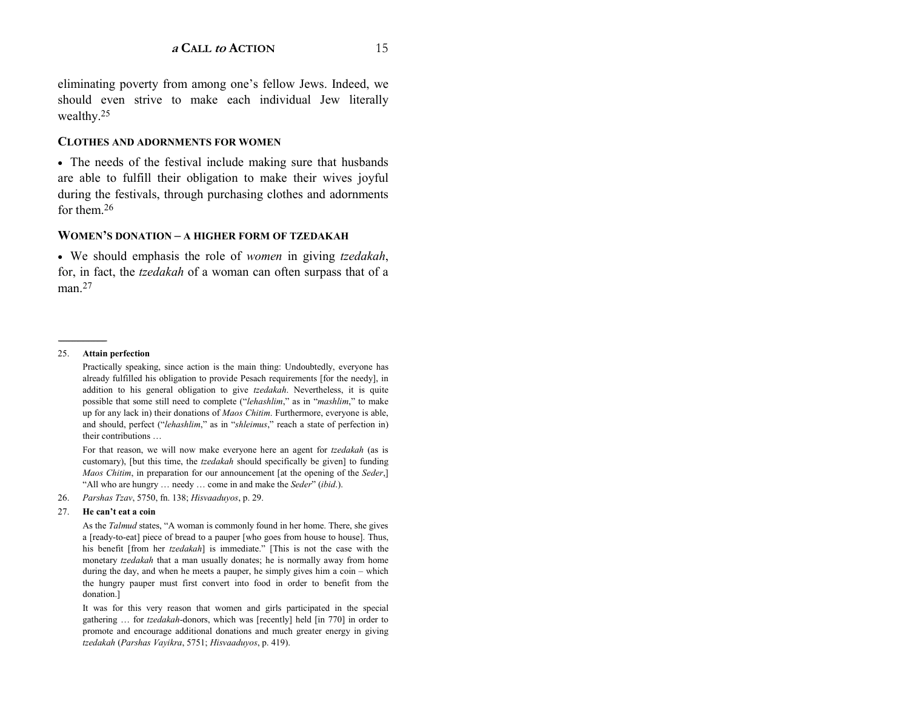eliminating poverty from among one's fellow Jews. Indeed, we should even strive to make each individual Jew literally wealthy.[25]

### CLOTHES AND ADORNMENTS FOR WOMEN

- The needs of the festival include making sure that husbands are able to fulfill their obligation to make their wives joyful during the festivals, through purchasing clothes and adornments for them.[26]

### WOMEN'S DONATION – A HIGHER FORM OF TZEDAKAH

- We should emphasis the role of *women* in giving *tzedakah*, for, in fact, the *tzedakah* of a woman can often surpass that of a man.[27]

---

25. **Attain perfection**

    Practically speaking, since action is the main thing: Undoubtedly, everyone has already fulfilled his obligation to provide Pesach requirements [for the needy], in addition to his general obligation to give *tzedakah*. Nevertheless, it is quite possible that some still need to complete ("*lehashlim*," as in "*mashlim*," to make up for any lack in) their donations of *Maos Chitim*. Furthermore, everyone is able, and should, perfect ("*lehashlim*," as in "*shleimus*," reach a state of perfection in) their contributions …

    For that reason, we will now make everyone here an agent for *tzedakah* (as is customary), [but this time, the *tzedakah* should specifically be given] to funding *Maos Chitim*, in preparation for our announcement [at the opening of the *Seder*,] "All who are hungry … needy … come in and make the *Seder*" (*ibid*.).

26. *Parshas Tzav*, 5750, fn. 138; *Hisvaaduyos*, p. 29.

27. **He can't eat a coin**

    As the *Talmud* states, "A woman is commonly found in her home. There, she gives a [ready-to-eat] piece of bread to a pauper [who goes from house to house]. Thus, his benefit [from her *tzedakah*] is immediate." [This is not the case with the monetary *tzedakah* that a man usually donates; he is normally away from home during the day, and when he meets a pauper, he simply gives him a coin – which the hungry pauper must first convert into food in order to benefit from the donation.]

    It was for this very reason that women and girls participated in the special gathering … for *tzedakah*-donors, which was [recently] held [in 770] in order to promote and encourage additional donations and much greater energy in giving *tzedakah* (*Parshas Vayikra*, 5751; *Hisvaaduyos*, p. 419).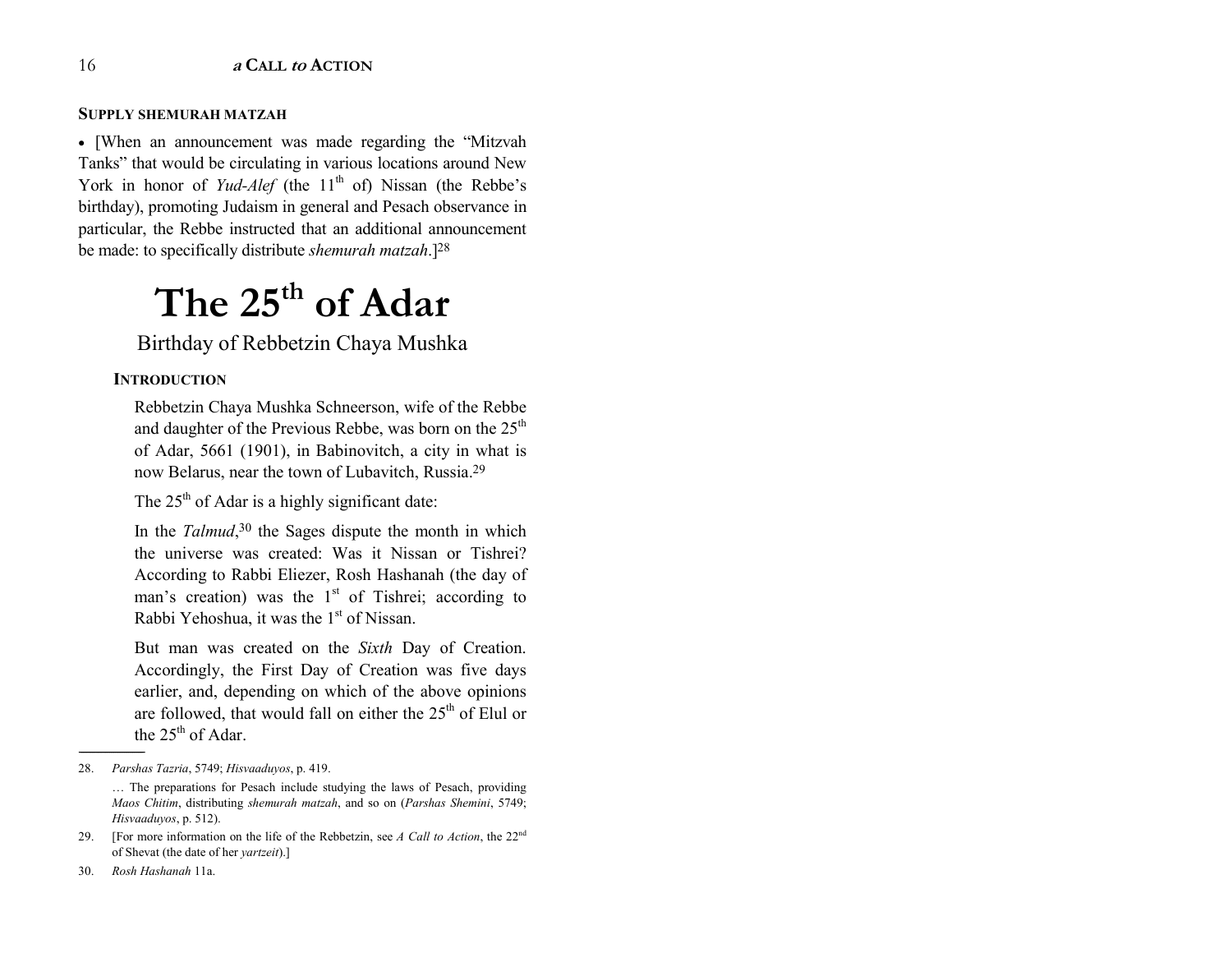**SUPPLY SHEMURAH MATZAH**

- [When an announcement was made regarding the "Mitzvah Tanks" that would be circulating in various locations around New York in honor of *Yud-Alef* (the 11th of) Nissan (the Rebbe's birthday), promoting Judaism in general and Pesach observance in particular, the Rebbe instructed that an additional announcement be made: to specifically distribute *shemurah matzah*.][28]

# The 25th of Adar

## Birthday of Rebbetzin Chaya Mushka

**INTRODUCTION**

Rebbetzin Chaya Mushka Schneerson, wife of the Rebbe and daughter of the Previous Rebbe, was born on the 25th of Adar, 5661 (1901), in Babinovitch, a city in what is now Belarus, near the town of Lubavitch, Russia.[29]

The 25th of Adar is a highly significant date:

In the *Talmud*,[30] the Sages dispute the month in which the universe was created: Was it Nissan or Tishrei? According to Rabbi Eliezer, Rosh Hashanah (the day of man's creation) was the 1st of Tishrei; according to Rabbi Yehoshua, it was the 1st of Nissan.

But man was created on the *Sixth* Day of Creation. Accordingly, the First Day of Creation was five days earlier, and, depending on which of the above opinions are followed, that would fall on either the 25th of Elul or the 25th of Adar.

---

28. *Parshas Tazria*, 5749; *Hisvaaduyos*, p. 419.

    … The preparations for Pesach include studying the laws of Pesach, providing *Maos Chitim*, distributing *shemurah matzah*, and so on (*Parshas Shemini*, 5749; *Hisvaaduyos*, p. 512).

29. [For more information on the life of the Rebbetzin, see *A Call to Action*, the 22nd of Shevat (the date of her *yartzeit*).]

30. *Rosh Hashanah* 11a.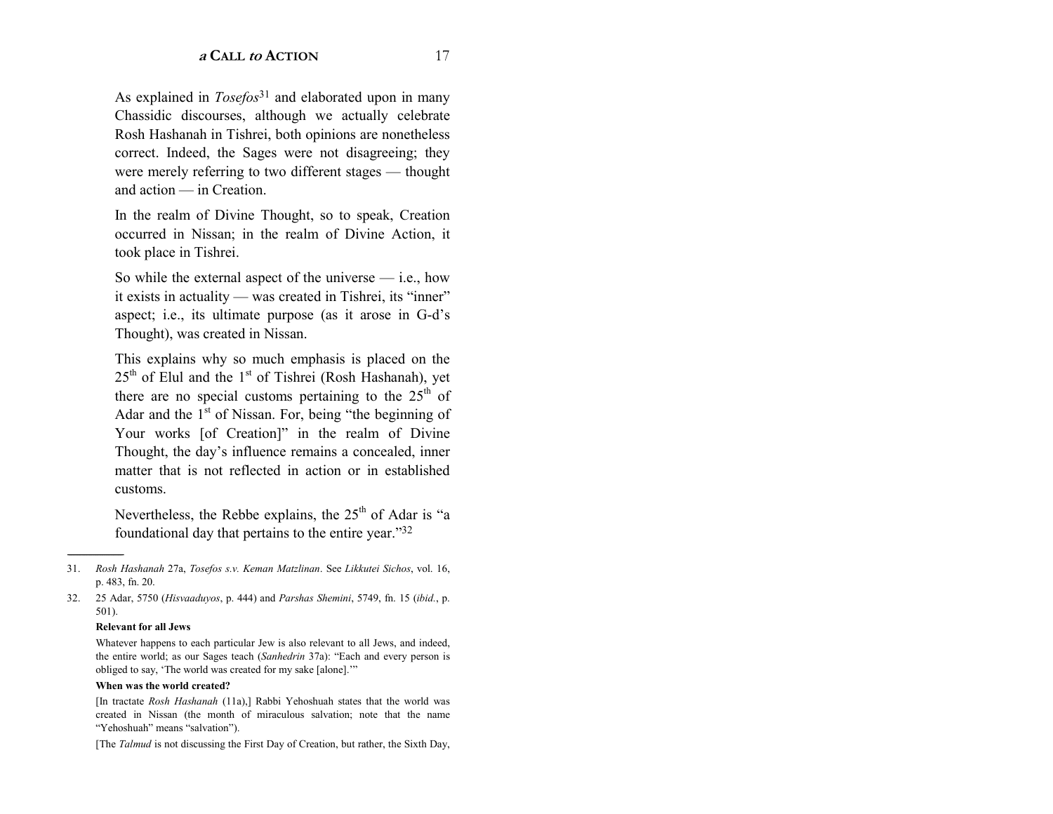As explained in *Tosefos*[31] and elaborated upon in many Chassidic discourses, although we actually celebrate Rosh Hashanah in Tishrei, both opinions are nonetheless correct. Indeed, the Sages were not disagreeing; they were merely referring to two different stages — thought and action — in Creation.

In the realm of Divine Thought, so to speak, Creation occurred in Nissan; in the realm of Divine Action, it took place in Tishrei.

So while the external aspect of the universe — i.e., how it exists in actuality — was created in Tishrei, its "inner" aspect; i.e., its ultimate purpose (as it arose in G-d's Thought), was created in Nissan.

This explains why so much emphasis is placed on the 25th of Elul and the 1st of Tishrei (Rosh Hashanah), yet there are no special customs pertaining to the 25th of Adar and the 1st of Nissan. For, being "the beginning of Your works [of Creation]" in the realm of Divine Thought, the day's influence remains a concealed, inner matter that is not reflected in action or in established customs.

Nevertheless, the Rebbe explains, the 25th of Adar is "a foundational day that pertains to the entire year."[32]

---

31. *Rosh Hashanah* 27a, *Tosefos s.v. Keman Matzlinan*. See *Likkutei Sichos*, vol. 16, p. 483, fn. 20.

32. 25 Adar, 5750 (*Hisvaaduyos*, p. 444) and *Parshas Shemini*, 5749, fn. 15 (*ibid.*, p. 501).

**Relevant for all Jews**

Whatever happens to each particular Jew is also relevant to all Jews, and indeed, the entire world; as our Sages teach (*Sanhedrin* 37a): "Each and every person is obliged to say, 'The world was created for my sake [alone].'"

**When was the world created?**

[In tractate *Rosh Hashanah* (11a),] Rabbi Yehoshuah states that the world was created in Nissan (the month of miraculous salvation; note that the name "Yehoshuah" means "salvation").

[The *Talmud* is not discussing the First Day of Creation, but rather, the Sixth Day,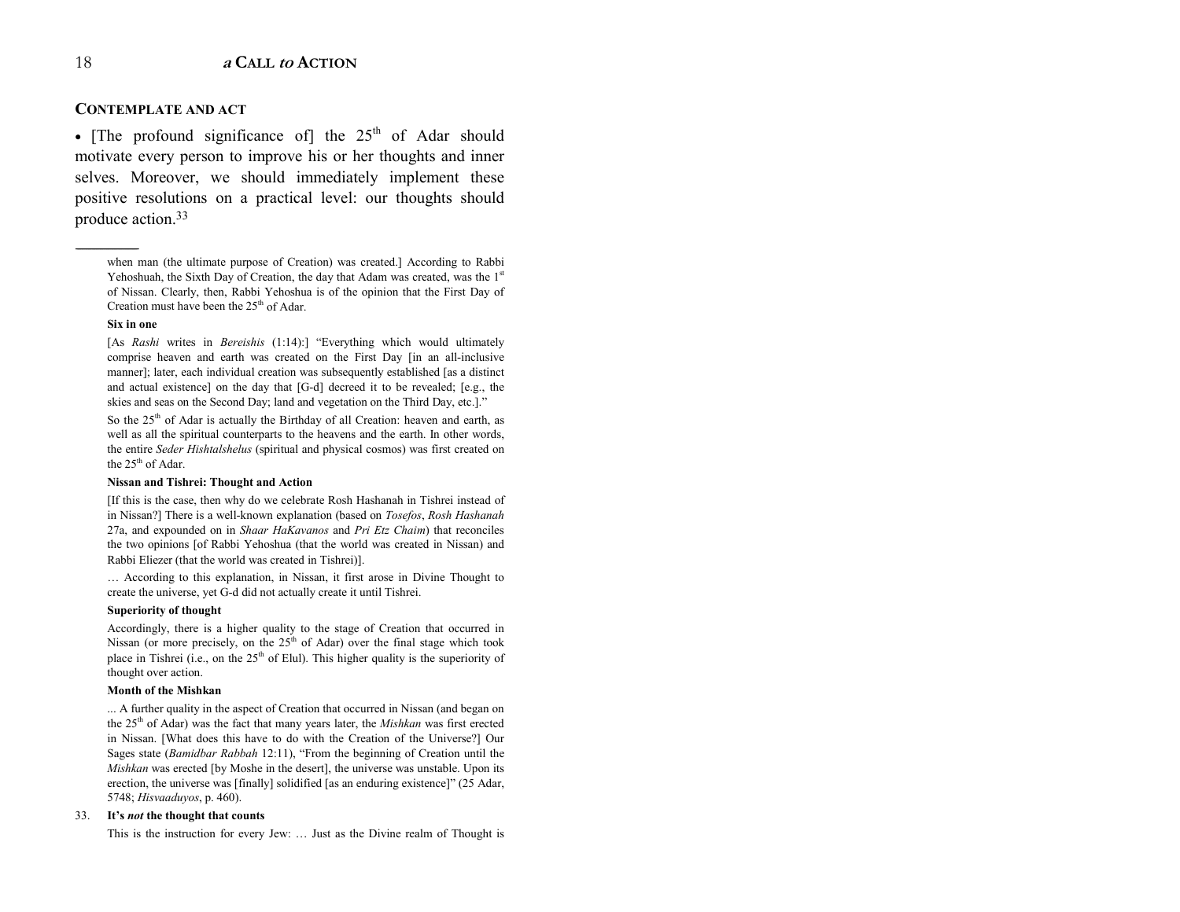## CONTEMPLATE AND ACT

• [The profound significance of] the 25th of Adar should motivate every person to improve his or her thoughts and inner selves. Moreover, we should immediately implement these positive resolutions on a practical level: our thoughts should produce action.[33]

---

when man (the ultimate purpose of Creation) was created.] According to Rabbi Yehoshuah, the Sixth Day of Creation, the day that Adam was created, was the 1st of Nissan. Clearly, then, Rabbi Yehoshua is of the opinion that the First Day of Creation must have been the 25th of Adar.

**Six in one**

[As *Rashi* writes in *Bereishis* (1:14):] "Everything which would ultimately comprise heaven and earth was created on the First Day [in an all-inclusive manner]; later, each individual creation was subsequently established [as a distinct and actual existence] on the day that [G-d] decreed it to be revealed; [e.g., the skies and seas on the Second Day; land and vegetation on the Third Day, etc.]."

So the 25th of Adar is actually the Birthday of all Creation: heaven and earth, as well as all the spiritual counterparts to the heavens and the earth. In other words, the entire *Seder Hishtalshelus* (spiritual and physical cosmos) was first created on the 25th of Adar.

**Nissan and Tishrei: Thought and Action**

[If this is the case, then why do we celebrate Rosh Hashanah in Tishrei instead of in Nissan?] There is a well-known explanation (based on *Tosefos*, *Rosh Hashanah* 27a, and expounded on in *Shaar HaKavanos* and *Pri Etz Chaim*) that reconciles the two opinions [of Rabbi Yehoshua (that the world was created in Nissan) and Rabbi Eliezer (that the world was created in Tishrei)].

… According to this explanation, in Nissan, it first arose in Divine Thought to create the universe, yet G-d did not actually create it until Tishrei.

**Superiority of thought**

Accordingly, there is a higher quality to the stage of Creation that occurred in Nissan (or more precisely, on the 25th of Adar) over the final stage which took place in Tishrei (i.e., on the 25th of Elul). This higher quality is the superiority of thought over action.

**Month of the Mishkan**

... A further quality in the aspect of Creation that occurred in Nissan (and began on the 25th of Adar) was the fact that many years later, the *Mishkan* was first erected in Nissan. [What does this have to do with the Creation of the Universe?] Our Sages state (*Bamidbar Rabbah* 12:11), "From the beginning of Creation until the *Mishkan* was erected [by Moshe in the desert], the universe was unstable. Upon its erection, the universe was [finally] solidified [as an enduring existence]" (25 Adar, 5748; *Hisvaaduyos*, p. 460).

33. **It's *not* the thought that counts**

This is the instruction for every Jew: … Just as the Divine realm of Thought is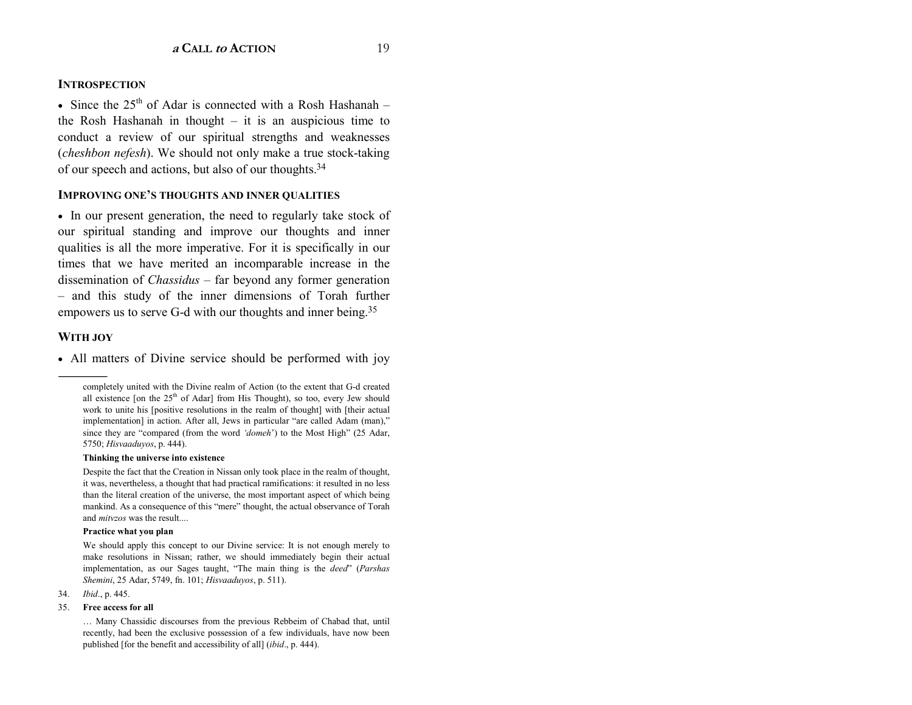## Introspection

- Since the 25th of Adar is connected with a Rosh Hashanah – the Rosh Hashanah in thought – it is an auspicious time to conduct a review of our spiritual strengths and weaknesses (*cheshbon nefesh*). We should not only make a true stock-taking of our speech and actions, but also of our thoughts.[34]

## Improving One's Thoughts and Inner Qualities

- In our present generation, the need to regularly take stock of our spiritual standing and improve our thoughts and inner qualities is all the more imperative. For it is specifically in our times that we have merited an incomparable increase in the dissemination of *Chassidus* – far beyond any former generation – and this study of the inner dimensions of Torah further empowers us to serve G-d with our thoughts and inner being.[35]

## With Joy

- All matters of Divine service should be performed with joy

---

completely united with the Divine realm of Action (to the extent that G-d created all existence [on the 25th of Adar] from His Thought), so too, every Jew should work to unite his [positive resolutions in the realm of thought] with [their actual implementation] in action. After all, Jews in particular "are called Adam (man)," since they are "compared (from the word *'domeh'*) to the Most High" (25 Adar, 5750; *Hisvaaduyos*, p. 444).

**Thinking the universe into existence**

Despite the fact that the Creation in Nissan only took place in the realm of thought, it was, nevertheless, a thought that had practical ramifications: it resulted in no less than the literal creation of the universe, the most important aspect of which being mankind. As a consequence of this "mere" thought, the actual observance of Torah and *mitvzos* was the result....

**Practice what you plan**

We should apply this concept to our Divine service: It is not enough merely to make resolutions in Nissan; rather, we should immediately begin their actual implementation, as our Sages taught, "The main thing is the *deed*" (*Parshas Shemini*, 25 Adar, 5749, fn. 101; *Hisvaaduyos*, p. 511).

34. *Ibid*., p. 445.

35. **Free access for all**

… Many Chassidic discourses from the previous Rebbeim of Chabad that, until recently, had been the exclusive possession of a few individuals, have now been published [for the benefit and accessibility of all] (*ibid*., p. 444).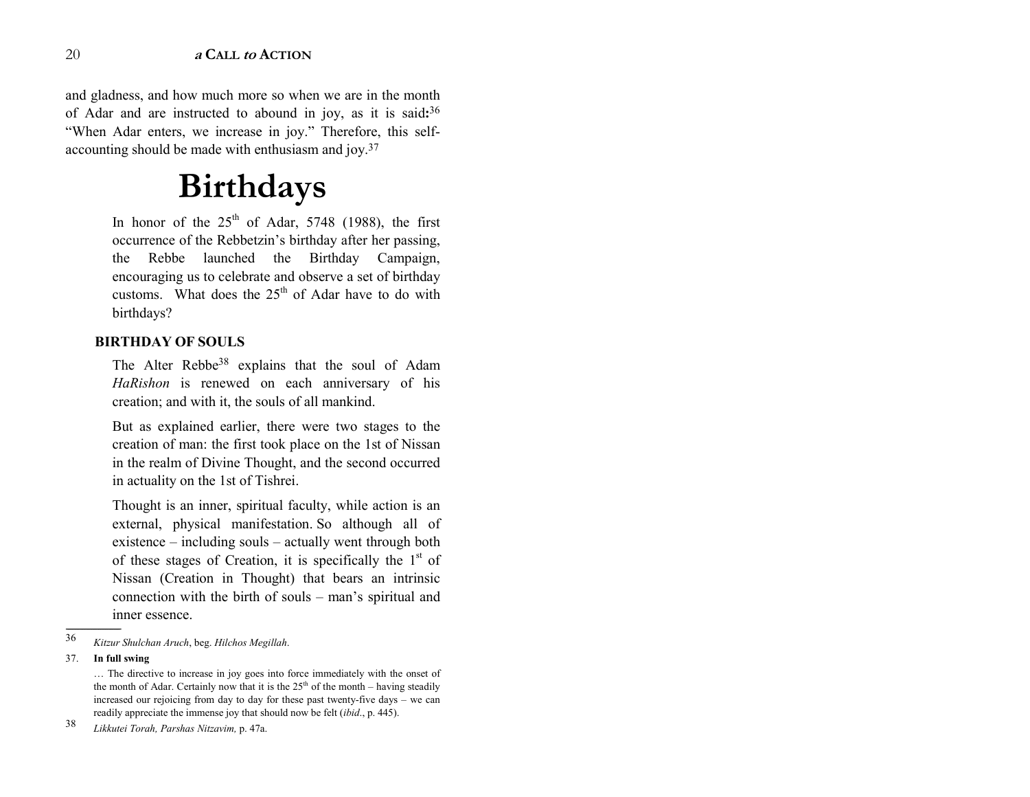and gladness, and how much more so when we are in the month of Adar and are instructed to abound in joy, as it is said:[36] "When Adar enters, we increase in joy." Therefore, this self-accounting should be made with enthusiasm and joy.[37]

# Birthdays

In honor of the 25th of Adar, 5748 (1988), the first occurrence of the Rebbetzin's birthday after her passing, the Rebbe launched the Birthday Campaign, encouraging us to celebrate and observe a set of birthday customs. What does the 25th of Adar have to do with birthdays?

### BIRTHDAY OF SOULS

The Alter Rebbe[38] explains that the soul of Adam *HaRishon* is renewed on each anniversary of his creation; and with it, the souls of all mankind.

But as explained earlier, there were two stages to the creation of man: the first took place on the 1st of Nissan in the realm of Divine Thought, and the second occurred in actuality on the 1st of Tishrei.

Thought is an inner, spiritual faculty, while action is an external, physical manifestation. So although all of existence – including souls – actually went through both of these stages of Creation, it is specifically the 1st of Nissan (Creation in Thought) that bears an intrinsic connection with the birth of souls – man's spiritual and inner essence.

---

36 *Kitzur Shulchan Aruch*, beg. *Hilchos Megillah*.

37. **In full swing**

… The directive to increase in joy goes into force immediately with the onset of the month of Adar. Certainly now that it is the 25th of the month – having steadily increased our rejoicing from day to day for these past twenty-five days – we can readily appreciate the immense joy that should now be felt (*ibid*., p. 445).

38 *Likkutei Torah, Parshas Nitzavim,* p. 47a.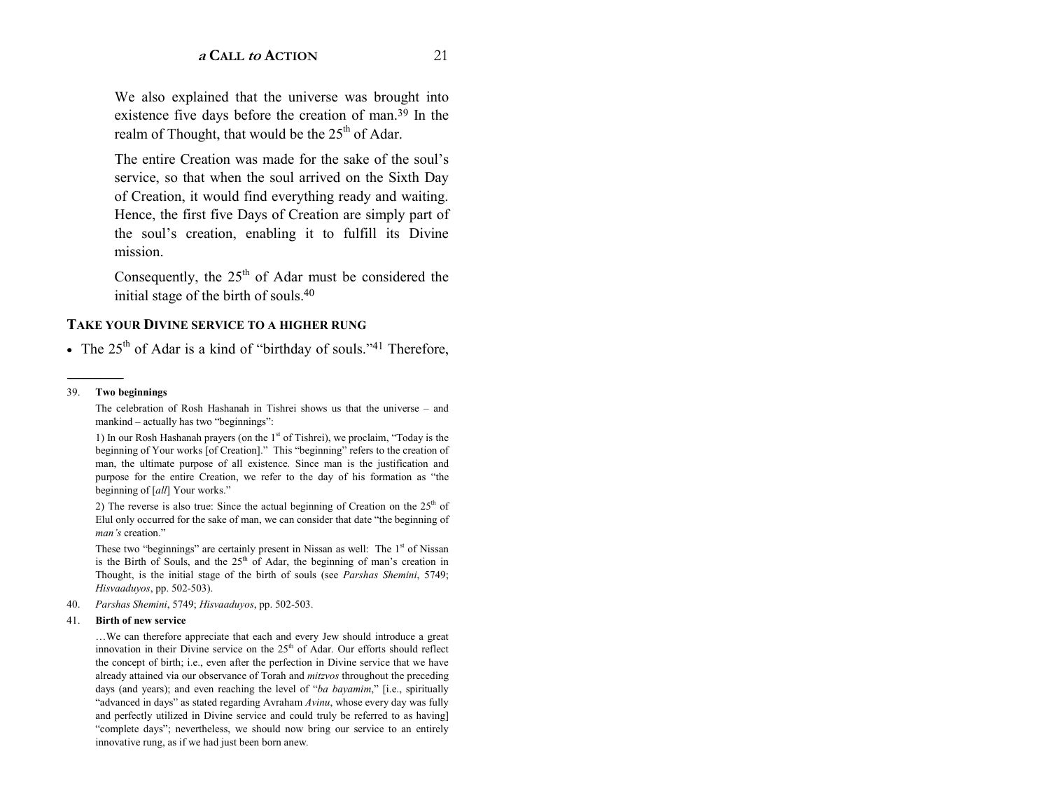We also explained that the universe was brought into existence five days before the creation of man.[39] In the realm of Thought, that would be the 25th of Adar.

The entire Creation was made for the sake of the soul's service, so that when the soul arrived on the Sixth Day of Creation, it would find everything ready and waiting. Hence, the first five Days of Creation are simply part of the soul's creation, enabling it to fulfill its Divine mission.

Consequently, the 25th of Adar must be considered the initial stage of the birth of souls.[40]

## TAKE YOUR DIVINE SERVICE TO A HIGHER RUNG

- The 25th of Adar is a kind of "birthday of souls."[41] Therefore,

---

39. **Two beginnings**

    The celebration of Rosh Hashanah in Tishrei shows us that the universe – and mankind – actually has two "beginnings":

    1) In our Rosh Hashanah prayers (on the 1st of Tishrei), we proclaim, "Today is the beginning of Your works [of Creation]." This "beginning" refers to the creation of man, the ultimate purpose of all existence. Since man is the justification and purpose for the entire Creation, we refer to the day of his formation as "the beginning of [*all*] Your works."

    2) The reverse is also true: Since the actual beginning of Creation on the 25th of Elul only occurred for the sake of man, we can consider that date "the beginning of *man's* creation."

    These two "beginnings" are certainly present in Nissan as well: The 1st of Nissan is the Birth of Souls, and the 25th of Adar, the beginning of man's creation in Thought, is the initial stage of the birth of souls (see *Parshas Shemini*, 5749; *Hisvaaduyos*, pp. 502-503).

40. *Parshas Shemini*, 5749; *Hisvaaduyos*, pp. 502-503.

41. **Birth of new service**

    …We can therefore appreciate that each and every Jew should introduce a great innovation in their Divine service on the 25th of Adar. Our efforts should reflect the concept of birth; i.e., even after the perfection in Divine service that we have already attained via our observance of Torah and *mitzvos* throughout the preceding days (and years); and even reaching the level of "*ba bayamim*," [i.e., spiritually "advanced in days" as stated regarding Avraham *Avinu*, whose every day was fully and perfectly utilized in Divine service and could truly be referred to as having] "complete days"; nevertheless, we should now bring our service to an entirely innovative rung, as if we had just been born anew.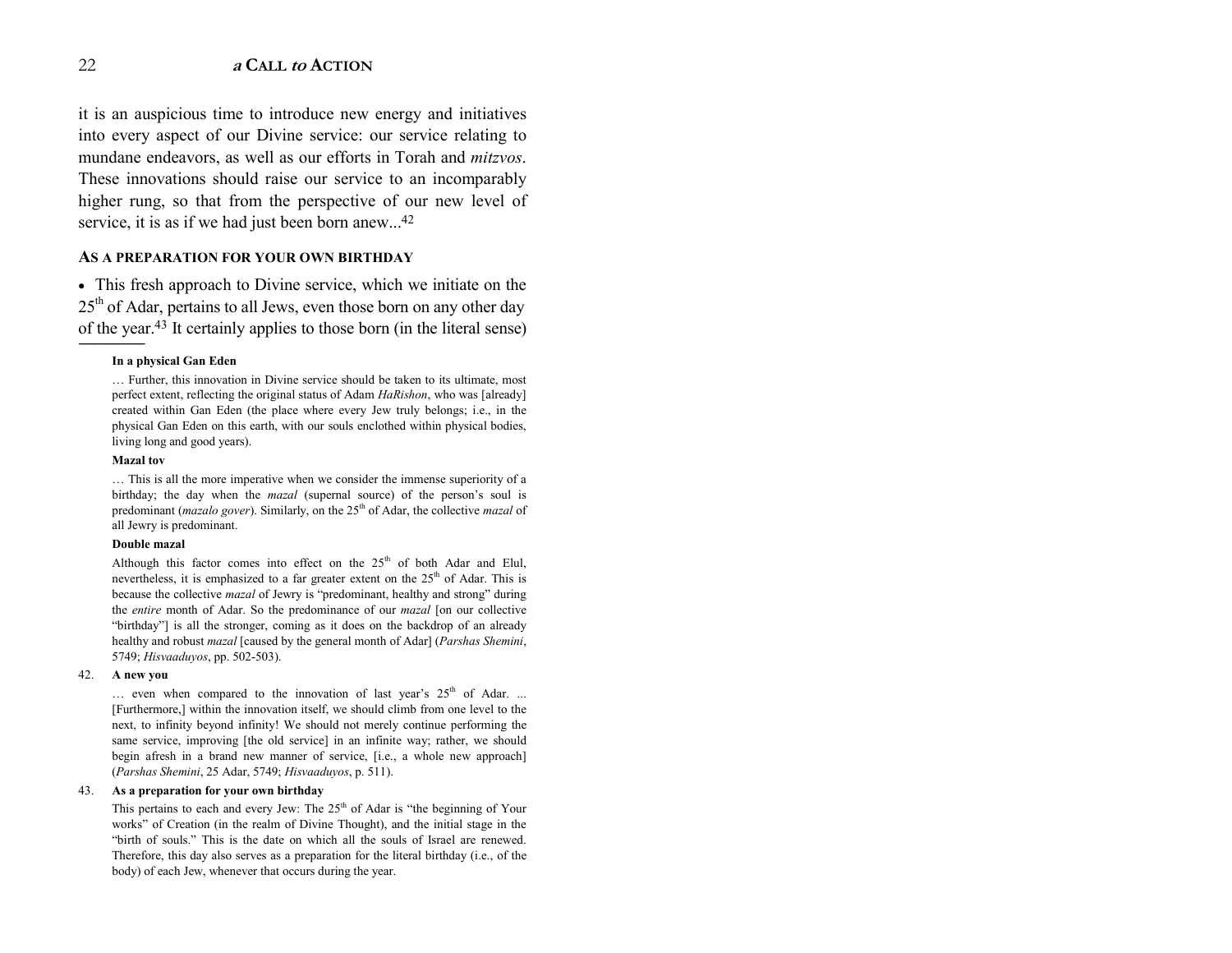it is an auspicious time to introduce new energy and initiatives into every aspect of our Divine service: our service relating to mundane endeavors, as well as our efforts in Torah and *mitzvos*. These innovations should raise our service to an incomparably higher rung, so that from the perspective of our new level of service, it is as if we had just been born anew...[42]

### AS A PREPARATION FOR YOUR OWN BIRTHDAY

- This fresh approach to Divine service, which we initiate on the 25th of Adar, pertains to all Jews, even those born on any other day of the year.[43] It certainly applies to those born (in the literal sense)

---

**In a physical Gan Eden**

… Further, this innovation in Divine service should be taken to its ultimate, most perfect extent, reflecting the original status of Adam *HaRishon*, who was [already] created within Gan Eden (the place where every Jew truly belongs; i.e., in the physical Gan Eden on this earth, with our souls enclothed within physical bodies, living long and good years).

**Mazal tov**

… This is all the more imperative when we consider the immense superiority of a birthday; the day when the *mazal* (supernal source) of the person's soul is predominant (*mazalo gover*). Similarly, on the 25th of Adar, the collective *mazal* of all Jewry is predominant.

**Double mazal**

Although this factor comes into effect on the 25th of both Adar and Elul, nevertheless, it is emphasized to a far greater extent on the 25th of Adar. This is because the collective *mazal* of Jewry is "predominant, healthy and strong" during the *entire* month of Adar. So the predominance of our *mazal* [on our collective "birthday"] is all the stronger, coming as it does on the backdrop of an already healthy and robust *mazal* [caused by the general month of Adar] (*Parshas Shemini*, 5749; *Hisvaaduyos*, pp. 502-503).

42. **A new you**

… even when compared to the innovation of last year's 25th of Adar. ... [Furthermore,] within the innovation itself, we should climb from one level to the next, to infinity beyond infinity! We should not merely continue performing the same service, improving [the old service] in an infinite way; rather, we should begin afresh in a brand new manner of service, [i.e., a whole new approach] (*Parshas Shemini*, 25 Adar, 5749; *Hisvaaduyos*, p. 511).

43. **As a preparation for your own birthday**

This pertains to each and every Jew: The 25th of Adar is "the beginning of Your works" of Creation (in the realm of Divine Thought), and the initial stage in the "birth of souls." This is the date on which all the souls of Israel are renewed. Therefore, this day also serves as a preparation for the literal birthday (i.e., of the body) of each Jew, whenever that occurs during the year.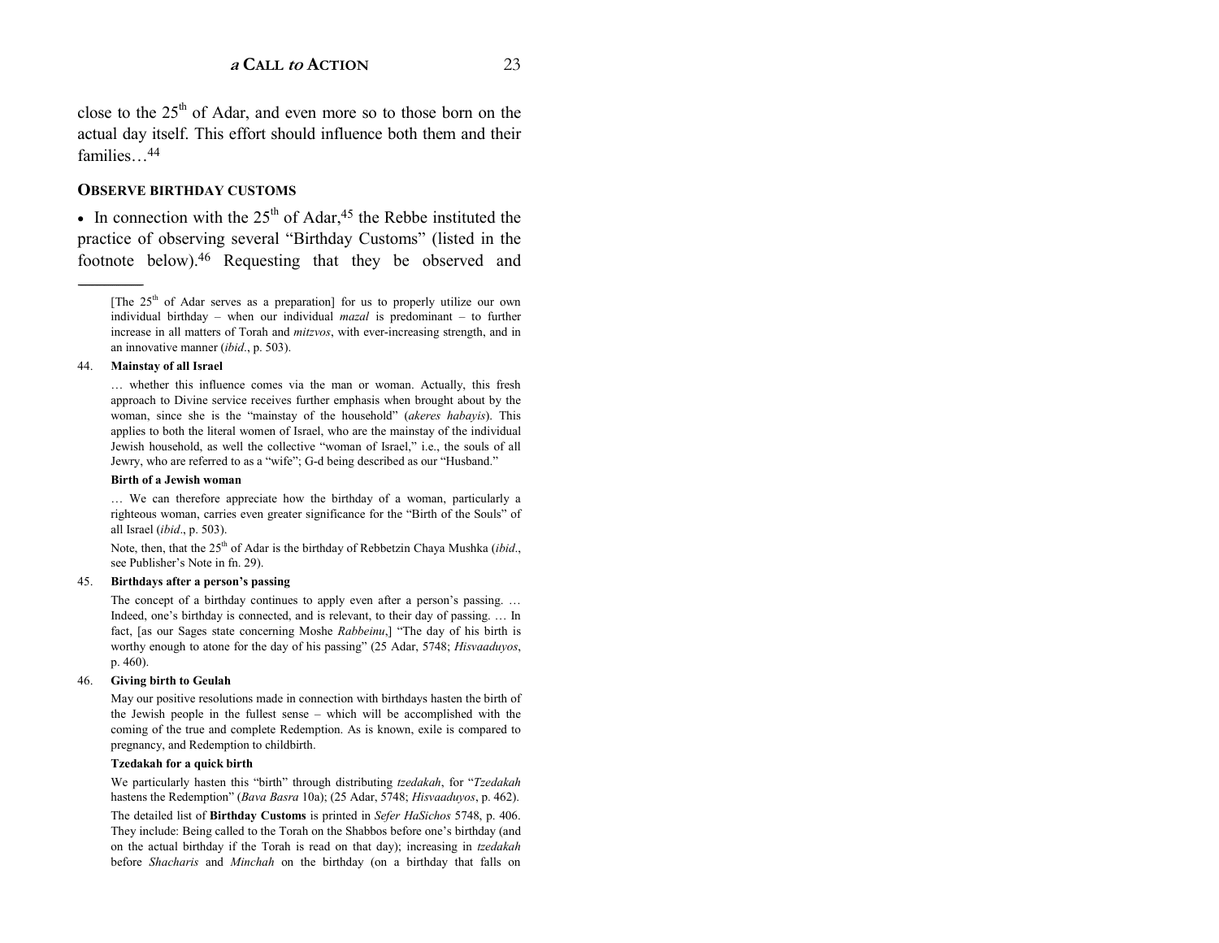close to the 25th of Adar, and even more so to those born on the actual day itself. This effort should influence both them and their families…[44]

**Observe birthday customs**

• In connection with the 25th of Adar,[45] the Rebbe instituted the practice of observing several "Birthday Customs" (listed in the footnote below).[46] Requesting that they be observed and

---

[The 25th of Adar serves as a preparation] for us to properly utilize our own individual birthday – when our individual *mazal* is predominant – to further increase in all matters of Torah and *mitzvos*, with ever-increasing strength, and in an innovative manner (*ibid*., p. 503).

44. **Mainstay of all Israel**

… whether this influence comes via the man or woman. Actually, this fresh approach to Divine service receives further emphasis when brought about by the woman, since she is the "mainstay of the household" (*akeres habayis*). This applies to both the literal women of Israel, who are the mainstay of the individual Jewish household, as well the collective "woman of Israel," i.e., the souls of all Jewry, who are referred to as a "wife"; G-d being described as our "Husband."

**Birth of a Jewish woman**

… We can therefore appreciate how the birthday of a woman, particularly a righteous woman, carries even greater significance for the "Birth of the Souls" of all Israel (*ibid*., p. 503).

Note, then, that the 25th of Adar is the birthday of Rebbetzin Chaya Mushka (*ibid*., see Publisher's Note in fn. 29).

45. **Birthdays after a person's passing**

The concept of a birthday continues to apply even after a person's passing. … Indeed, one's birthday is connected, and is relevant, to their day of passing. … In fact, [as our Sages state concerning Moshe *Rabbeinu*,] "The day of his birth is worthy enough to atone for the day of his passing" (25 Adar, 5748; *Hisvaaduyos*, p. 460).

46. **Giving birth to Geulah**

May our positive resolutions made in connection with birthdays hasten the birth of the Jewish people in the fullest sense – which will be accomplished with the coming of the true and complete Redemption. As is known, exile is compared to pregnancy, and Redemption to childbirth.

**Tzedakah for a quick birth**

We particularly hasten this "birth" through distributing *tzedakah*, for "*Tzedakah* hastens the Redemption" (*Bava Basra* 10a); (25 Adar, 5748; *Hisvaaduyos*, p. 462).

The detailed list of **Birthday Customs** is printed in *Sefer HaSichos* 5748, p. 406. They include: Being called to the Torah on the Shabbos before one's birthday (and on the actual birthday if the Torah is read on that day); increasing in *tzedakah* before *Shacharis* and *Minchah* on the birthday (on a birthday that falls on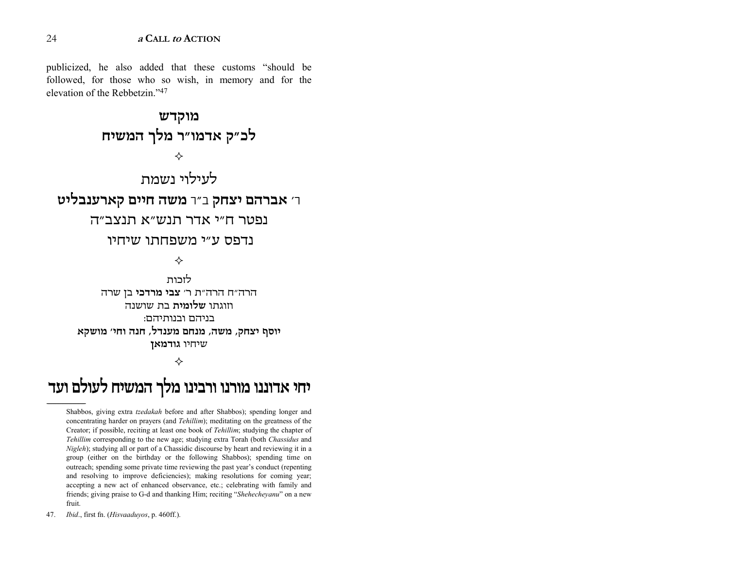publicized, he also added that these customs "should be followed, for those who so wish, in memory and for the elevation of the Rebbetzin."[47]

**מוקדש**

**לכ״ק אדמו״ר מלך המשיח**

✧

לעילוי נשמת

ר׳ **אברהם יצחק** ב״ר **משה חיים קארענבליט**

נפטר ח״י אדר תנש״א תנצב״ה

נדפס ע״י משפחתו שיחיו

✧

לזכות

הרה״ח הרה״ת ר׳ **צבי מרדכי** בן שרה

וזוגתו **שלומית** בת שושנה

בניהם ובנותיהם:

**יוסף יצחק, משה, מנחם מענדל, חנה וחי׳ מושקא**

שיחיו **גודמאן**

✧

**יחי אדוננו מורנו ורבינו מלך המשיח לעולם ועד**

---

Shabbos, giving extra *tzedakah* before and after Shabbos); spending longer and concentrating harder on prayers (and *Tehillim*); meditating on the greatness of the Creator; if possible, reciting at least one book of *Tehillim*; studying the chapter of *Tehillim* corresponding to the new age; studying extra Torah (both *Chassidus* and *Nigleh*); studying all or part of a Chassidic discourse by heart and reviewing it in a group (either on the birthday or the following Shabbos); spending time on outreach; spending some private time reviewing the past year's conduct (repenting and resolving to improve deficiencies); making resolutions for coming year; accepting a new act of enhanced observance, etc.; celebrating with family and friends; giving praise to G-d and thanking Him; reciting "*Shehecheyanu*" on a new fruit.

47. *Ibid*., first fn. (*Hisvaaduyos*, p. 460ff.).